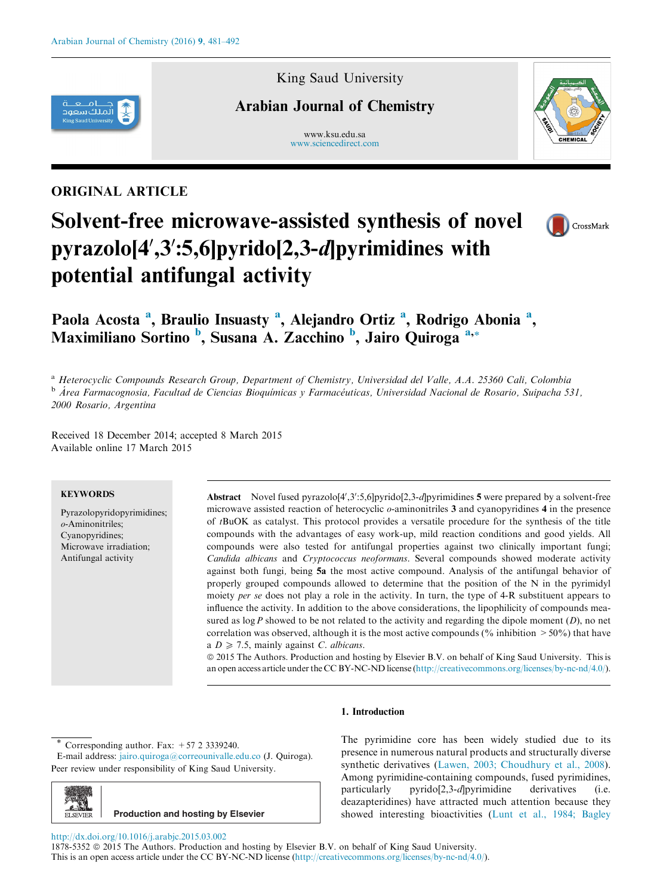ORIGINAL ARTICLE

# Solvent-free microwave-assisted synthesis of novel pyrazolo[4′,3′:5,6]pyrido[2,3-*d*]pyrimidines with potential antifungal activity

**Paola Acosta [a], Braulio Insuasty [a], Alejandro Ortiz [a], Rodrigo Abonia [a], Maximiliano Sortino [b], Susana A. Zacchino [b], Jairo Quiroga [a,*]**

[a] *Heterocyclic Compounds Research Group, Department of Chemistry, Universidad del Valle, A.A. 25360 Cali, Colombia*
[b] *Área Farmacognosia, Facultad de Ciencias Bioquímicas y Farmacéuticas, Universidad Nacional de Rosario, Suipacha 531, 2000 Rosario, Argentina*

Received 18 December 2014; accepted 8 March 2015
Available online 17 March 2015

**KEYWORDS**

Pyrazolopyridopyrimidines;
*o*-Aminonitriles;
Cyanopyridines;
Microwave irradiation;
Antifungal activity

**Abstract** Novel fused pyrazolo[4′,3′:5,6]pyrido[2,3-*d*]pyrimidines **5** were prepared by a solvent-free microwave assisted reaction of heterocyclic *o*-aminonitriles **3** and cyanopyridines **4** in the presence of *t*BuOK as catalyst. This protocol provides a versatile procedure for the synthesis of the title compounds with the advantages of easy work-up, mild reaction conditions and good yields. All compounds were also tested for antifungal properties against two clinically important fungi; *Candida albicans* and *Cryptococcus neoformans*. Several compounds showed moderate activity against both fungi, being **5a** the most active compound. Analysis of the antifungal behavior of properly grouped compounds allowed to determine that the position of the N in the pyrimidyl moiety *per se* does not play a role in the activity. In turn, the type of 4-R substituent appears to influence the activity. In addition to the above considerations, the lipophilicity of compounds measured as log *P* showed to be not related to the activity and regarding the dipole moment (*D*), no net correlation was observed, although it is the most active compounds (% inhibition > 50%) that have a $D \geqslant 7.5$, mainly against *C. albicans*.

© 2015 The Authors. Production and hosting by Elsevier B.V. on behalf of King Saud University. This is an open access article under the CC BY-NC-ND license (http://creativecommons.org/licenses/by-nc-nd/4.0/).

## 1. Introduction

The pyrimidine core has been widely studied due to its presence in numerous natural products and structurally diverse synthetic derivatives (Lawen, 2003; Choudhury et al., 2008). Among pyrimidine-containing compounds, fused pyrimidines, particularly pyrido[2,3-*d*]pyrimidine derivatives (i.e. deazapteridines) have attracted much attention because they showed interesting bioactivities (Lunt et al., 1984; Bagley

\* Corresponding author. Fax: +57 2 3339240.
E-mail address: jairo.quiroga@correounivalle.edu.co (J. Quiroga).
Peer review under responsibility of King Saud University.

Production and hosting by Elsevier

http://dx.doi.org/10.1016/j.arabjc.2015.03.002
1878-5352 © 2015 The Authors. Production and hosting by Elsevier B.V. on behalf of King Saud University.
This is an open access article under the CC BY-NC-ND license (http://creativecommons.org/licenses/by-nc-nd/4.0/).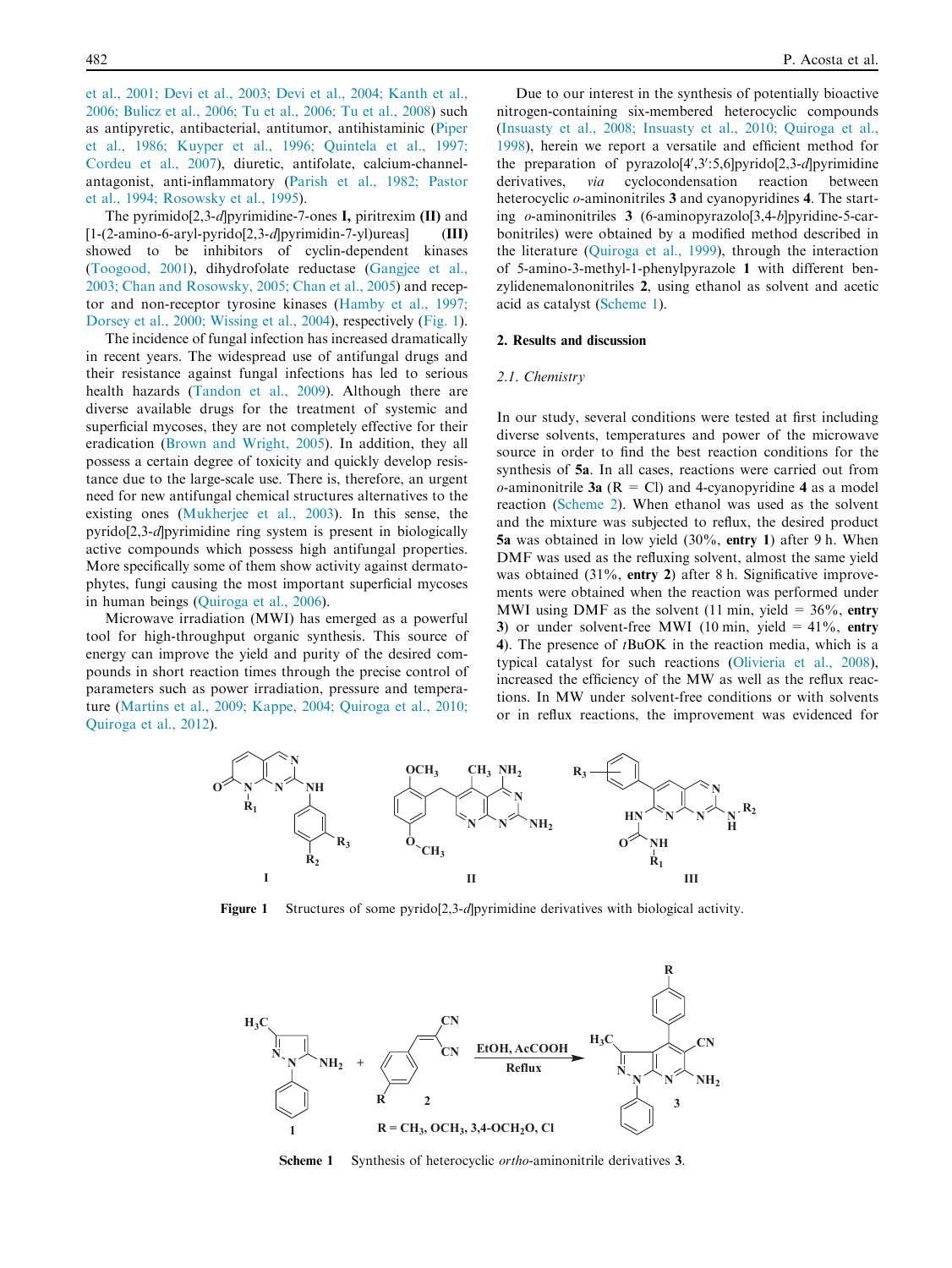et al., 2001; Devi et al., 2003; Devi et al., 2004; Kanth et al., 2006; Bulicz et al., 2006; Tu et al., 2006; Tu et al., 2008) such as antipyretic, antibacterial, antitumor, antihistaminic (Piper et al., 1986; Kuyper et al., 1996; Quintela et al., 1997; Cordeu et al., 2007), diuretic, antifolate, calcium-channel-antagonist, anti-inflammatory (Parish et al., 1982; Pastor et al., 1994; Rosowsky et al., 1995).

The pyrimido[2,3-*d*]pyrimidine-7-ones **I,** piritrexim **(II)** and [1-(2-amino-6-aryl-pyrido[2,3-*d*]pyrimidin-7-yl)ureas] **(III)** showed to be inhibitors of cyclin-dependent kinases (Toogood, 2001), dihydrofolate reductase (Gangjee et al., 2003; Chan and Rosowsky, 2005; Chan et al., 2005) and receptor and non-receptor tyrosine kinases (Hamby et al., 1997; Dorsey et al., 2000; Wissing et al., 2004), respectively (Fig. 1).

The incidence of fungal infection has increased dramatically in recent years. The widespread use of antifungal drugs and their resistance against fungal infections has led to serious health hazards (Tandon et al., 2009). Although there are diverse available drugs for the treatment of systemic and superficial mycoses, they are not completely effective for their eradication (Brown and Wright, 2005). In addition, they all possess a certain degree of toxicity and quickly develop resistance due to the large-scale use. There is, therefore, an urgent need for new antifungal chemical structures alternatives to the existing ones (Mukherjee et al., 2003). In this sense, the pyrido[2,3-*d*]pyrimidine ring system is present in biologically active compounds which possess high antifungal properties. More specifically some of them show activity against dermatophytes, fungi causing the most important superficial mycoses in human beings (Quiroga et al., 2006).

Microwave irradiation (MWI) has emerged as a powerful tool for high-throughput organic synthesis. This source of energy can improve the yield and purity of the desired compounds in short reaction times through the precise control of parameters such as power irradiation, pressure and temperature (Martins et al., 2009; Kappe, 2004; Quiroga et al., 2010; Quiroga et al., 2012).

Due to our interest in the synthesis of potentially bioactive nitrogen-containing six-membered heterocyclic compounds (Insuasty et al., 2008; Insuasty et al., 2010; Quiroga et al., 1998), herein we report a versatile and efficient method for the preparation of pyrazolo[4′,3′:5,6]pyrido[2,3-*d*]pyrimidine derivatives, *via* cyclocondensation reaction between heterocyclic *o*-aminonitriles **3** and cyanopyridines **4**. The starting *o*-aminonitriles **3** (6-aminopyrazolo[3,4-*b*]pyridine-5-carbonitriles) were obtained by a modified method described in the literature (Quiroga et al., 1999), through the interaction of 5-amino-3-methyl-1-phenylpyrazole **1** with different benzylidenemalononitriles **2**, using ethanol as solvent and acetic acid as catalyst (Scheme 1).

## 2. Results and discussion

### 2.1. Chemistry

In our study, several conditions were tested at first including diverse solvents, temperatures and power of the microwave source in order to find the best reaction conditions for the synthesis of **5a**. In all cases, reactions were carried out from *o*-aminonitrile **3a** (R = Cl) and 4-cyanopyridine **4** as a model reaction (Scheme 2). When ethanol was used as the solvent and the mixture was subjected to reflux, the desired product **5a** was obtained in low yield (30%, **entry 1**) after 9 h. When DMF was used as the refluxing solvent, almost the same yield was obtained (31%, **entry 2**) after 8 h. Significative improvements were obtained when the reaction was performed under MWI using DMF as the solvent (11 min, yield = 36%, **entry 3**) or under solvent-free MWI (10 min, yield = 41%, **entry 4**). The presence of *t*BuOK in the reaction media, which is a typical catalyst for such reactions (Olivieria et al., 2008), increased the efficiency of the MW as well as the reflux reactions. In MW under solvent-free conditions or with solvents or in reflux reactions, the improvement was evidenced for

**Figure 1** Structures of some pyrido[2,3-*d*]pyrimidine derivatives with biological activity.

R = $CH_3$, $OCH_3$, 3,4-$OCH_2O$, Cl

**Scheme 1** Synthesis of heterocyclic *ortho*-aminonitrile derivatives **3**.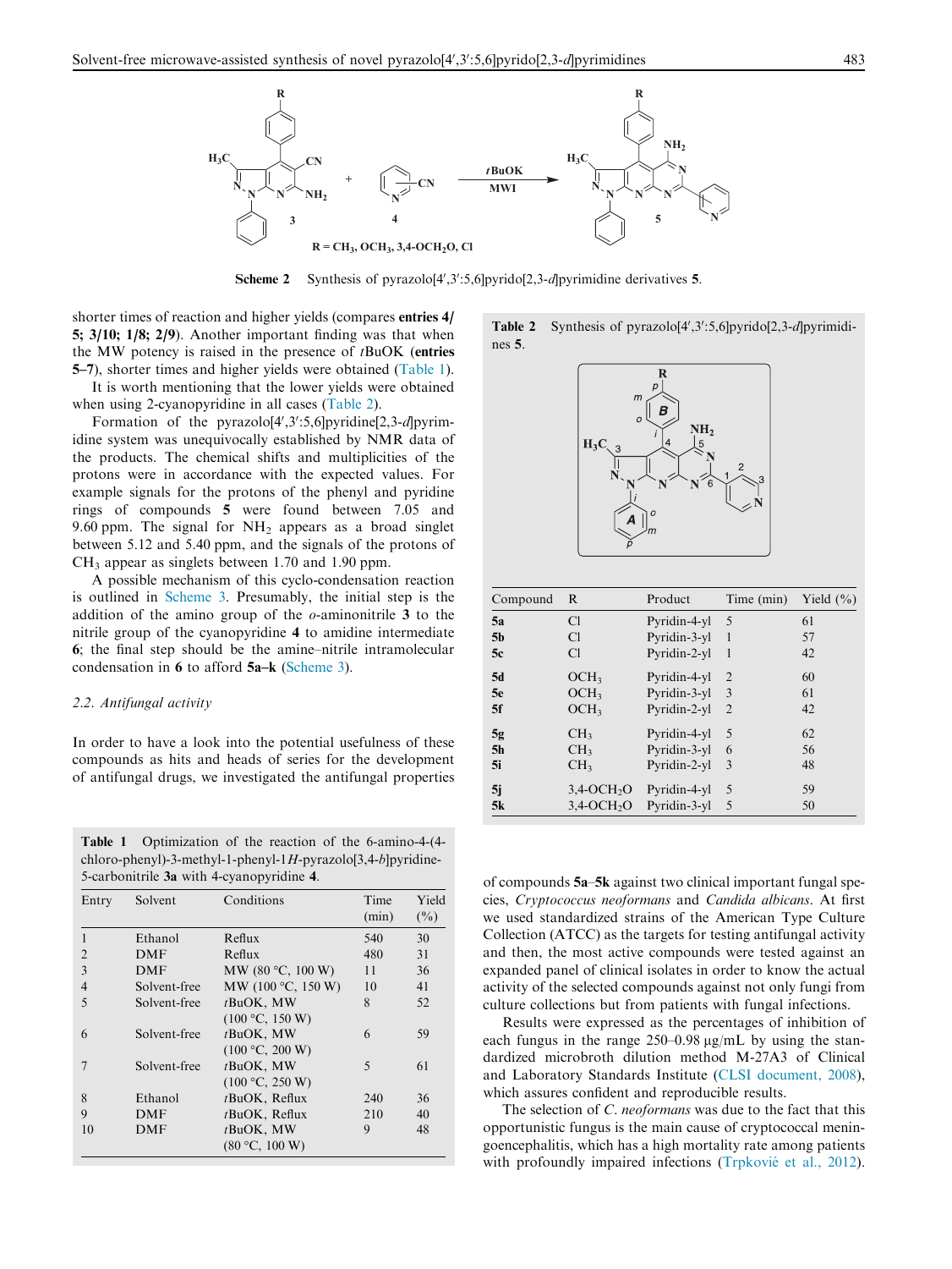Scheme 2 Synthesis of pyrazolo[4′,3′:5,6]pyrido[2,3-*d*]pyrimidine derivatives **5**.

shorter times of reaction and higher yields (compares **entries 4/5; 3/10; 1/8; 2/9**). Another important finding was that when the MW potency is raised in the presence of *t*BuOK (**entries 5–7**), shorter times and higher yields were obtained (Table 1).

It is worth mentioning that the lower yields were obtained when using 2-cyanopyridine in all cases (Table 2).

Formation of the pyrazolo[4′,3′:5,6]pyridine[2,3-*d*]pyrimidine system was unequivocally established by NMR data of the products. The chemical shifts and multiplicities of the protons were in accordance with the expected values. For example signals for the protons of the phenyl and pyridine rings of compounds **5** were found between 7.05 and 9.60 ppm. The signal for $NH_2$ appears as a broad singlet between 5.12 and 5.40 ppm, and the signals of the protons of $CH_3$ appear as singlets between 1.70 and 1.90 ppm.

A possible mechanism of this cyclo-condensation reaction is outlined in Scheme 3. Presumably, the initial step is the addition of the amino group of the *o*-aminonitrile **3** to the nitrile group of the cyanopyridine **4** to amidine intermediate **6**; the final step should be the amine–nitrile intramolecular condensation in **6** to afford **5a–k** (Scheme 3).

### 2.2. Antifungal activity

In order to have a look into the potential usefulness of these compounds as hits and heads of series for the development of antifungal drugs, we investigated the antifungal properties of compounds **5a**–**5k** against two clinical important fungal species, *Cryptococcus neoformans* and *Candida albicans*. At first we used standardized strains of the American Type Culture Collection (ATCC) as the targets for testing antifungal activity and then, the most active compounds were tested against an expanded panel of clinical isolates in order to know the actual activity of the selected compounds against not only fungi from culture collections but from patients with fungal infections.

Results were expressed as the percentages of inhibition of each fungus in the range 250–0.98 μg/mL by using the standardized microbroth dilution method M-27A3 of Clinical and Laboratory Standards Institute (CLSI document, 2008), which assures confident and reproducible results.

The selection of *C. neoformans* was due to the fact that this opportunistic fungus is the main cause of cryptococcal meningoencephalitis, which has a high mortality rate among patients with profoundly impaired infections (Trpković et al., 2012).

**Table 1** Optimization of the reaction of the 6-amino-4-(4-chloro-phenyl)-3-methyl-1-phenyl-1*H*-pyrazolo[3,4-*b*]pyridine-5-carbonitrile **3a** with 4-cyanopyridine **4**.

| Entry | Solvent | Conditions | Time (min) | Yield (%) |
|---|---|---|---|---|
| 1 | Ethanol | Reflux | 540 | 30 |
| 2 | DMF | Reflux | 480 | 31 |
| 3 | DMF | MW (80 °C, 100 W) | 11 | 36 |
| 4 | Solvent-free | MW (100 °C, 150 W) | 10 | 41 |
| 5 | Solvent-free | *t*BuOK, MW (100 °C, 150 W) | 8 | 52 |
| 6 | Solvent-free | *t*BuOK, MW (100 °C, 200 W) | 6 | 59 |
| 7 | Solvent-free | *t*BuOK, MW (100 °C, 250 W) | 5 | 61 |
| 8 | Ethanol | *t*BuOK, Reflux | 240 | 36 |
| 9 | DMF | *t*BuOK, Reflux | 210 | 40 |
| 10 | DMF | *t*BuOK, MW (80 °C, 100 W) | 9 | 48 |

**Table 2** Synthesis of pyrazolo[4′,3′:5,6]pyrido[2,3-*d*]pyrimidines **5**.

| Compound | R | Product | Time (min) | Yield (%) |
|---|---|---|---|---|
| **5a** | Cl | Pyridin-4-yl | 5 | 61 |
| **5b** | Cl | Pyridin-3-yl | 1 | 57 |
| **5c** | Cl | Pyridin-2-yl | 1 | 42 |
| **5d** | $OCH_3$ | Pyridin-4-yl | 2 | 60 |
| **5e** | $OCH_3$ | Pyridin-3-yl | 3 | 61 |
| **5f** | $OCH_3$ | Pyridin-2-yl | 2 | 42 |
| **5g** | $CH_3$ | Pyridin-4-yl | 5 | 62 |
| **5h** | $CH_3$ | Pyridin-3-yl | 6 | 56 |
| **5i** | $CH_3$ | Pyridin-2-yl | 3 | 48 |
| **5j** | 3,4-$OCH_2O$ | Pyridin-4-yl | 5 | 59 |
| **5k** | 3,4-$OCH_2O$ | Pyridin-3-yl | 5 | 50 |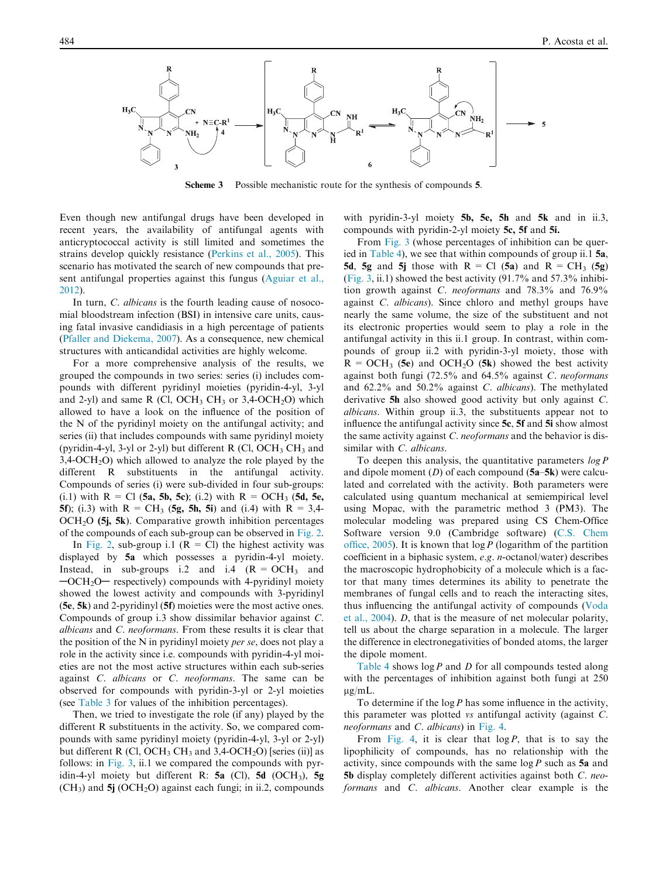Scheme 3 Possible mechanistic route for the synthesis of compounds **5**.

Even though new antifungal drugs have been developed in recent years, the availability of antifungal agents with anticryptococcal activity is still limited and sometimes the strains develop quickly resistance (Perkins et al., 2005). This scenario has motivated the search of new compounds that present antifungal properties against this fungus (Aguiar et al., 2012).

In turn, *C. albicans* is the fourth leading cause of nosocomial bloodstream infection (BSI) in intensive care units, causing fatal invasive candidiasis in a high percentage of patients (Pfaller and Diekema, 2007). As a consequence, new chemical structures with anticandidal activities are highly welcome.

For a more comprehensive analysis of the results, we grouped the compounds in two series: series (i) includes compounds with different pyridinyl moieties (pyridin-4-yl, 3-yl and 2-yl) and same R (Cl, $OCH_3$ $CH_3$ or 3,4-$OCH_2O$) which allowed to have a look on the influence of the position of the N of the pyridinyl moiety on the antifungal activity; and series (ii) that includes compounds with same pyridinyl moiety (pyridin-4-yl, 3-yl or 2-yl) but different R (Cl, $OCH_3$ $CH_3$ and 3,4-$OCH_2O$) which allowed to analyze the role played by the different R substituents in the antifungal activity. Compounds of series (i) were sub-divided in four sub-groups: (i.1) with R = Cl (**5a, 5b, 5c**); (i.2) with R = $OCH_3$ (**5d, 5e, 5f**); (i.3) with R = $CH_3$ (**5g, 5h, 5i**) and (i.4) with R = 3,4-$OCH_2O$ (**5j, 5k**). Comparative growth inhibition percentages of the compounds of each sub-group can be observed in Fig. 2.

In Fig. 2, sub-group i.1 (R = Cl) the highest activity was displayed by **5a** which possesses a pyridin-4-yl moiety. Instead, in sub-groups i.2 and i.4 (R = $OCH_3$ and —$OCH_2O$— respectively) compounds with 4-pyridinyl moiety showed the lowest activity and compounds with 3-pyridinyl (**5e**, **5k**) and 2-pyridinyl (**5f**) moieties were the most active ones. Compounds of group i.3 show dissimilar behavior against *C. albicans* and *C. neoformans*. From these results it is clear that the position of the N in pyridinyl moiety *per se*, does not play a role in the activity since i.e. compounds with pyridin-4-yl moieties are not the most active structures within each sub-series against *C. albicans* or *C. neoformans*. The same can be observed for compounds with pyridin-3-yl or 2-yl moieties (see Table 3 for values of the inhibition percentages).

Then, we tried to investigate the role (if any) played by the different R substituents in the activity. So, we compared compounds with same pyridinyl moiety (pyridin-4-yl, 3-yl or 2-yl) but different R (Cl, $OCH_3$ $CH_3$ and 3,4-$OCH_2O$) [series (ii)] as follows: in Fig. 3, ii.1 we compared the compounds with pyridin-4-yl moiety but different R: **5a** (Cl), **5d** ($OCH_3$), **5g** ($CH_3$) and **5j** ($OCH_2O$) against each fungi; in ii.2, compounds with pyridin-3-yl moiety **5b, 5e, 5h** and **5k** and in ii.3, compounds with pyridin-2-yl moiety **5c, 5f** and **5i.**

From Fig. 3 (whose percentages of inhibition can be queried in Table 4), we see that within compounds of group ii.1 **5a**, **5d**, **5g** and **5j** those with R = Cl (**5a**) and R = $CH_3$ (**5g**) (Fig. 3, ii.1) showed the best activity (91.7% and 57.3% inhibition growth against *C. neoformans* and 78.3% and 76.9% against *C. albicans*). Since chloro and methyl groups have nearly the same volume, the size of the substituent and not its electronic properties would seem to play a role in the antifungal activity in this ii.1 group. In contrast, within compounds of group ii.2 with pyridin-3-yl moiety, those with R = $OCH_3$ (**5e**) and $OCH_2O$ (**5k**) showed the best activity against both fungi (72.5% and 64.5% against *C. neoformans* and 62.2% and 50.2% against *C. albicans*). The methylated derivative **5h** also showed good activity but only against *C. albicans*. Within group ii.3, the substituents appear not to influence the antifungal activity since **5c**, **5f** and **5i** show almost the same activity against *C. neoformans* and the behavior is dissimilar with *C. albicans*.

To deepen this analysis, the quantitative parameters $\log P$ and dipole moment ($D$) of each compound (**5a**–**5k**) were calculated and correlated with the activity. Both parameters were calculated using quantum mechanical at semiempirical level using Mopac, with the parametric method 3 (PM3). The molecular modeling was prepared using CS Chem-Office Software version 9.0 (Cambridge software) (C.S. Chem office, 2005). It is known that $\log P$ (logarithm of the partition coefficient in a biphasic system, *e.g. n*-octanol/water) describes the macroscopic hydrophobicity of a molecule which is a factor that many times determines its ability to penetrate the membranes of fungal cells and to reach the interacting sites, thus influencing the antifungal activity of compounds (Voda et al., 2004). $D$, that is the measure of net molecular polarity, tell us about the charge separation in a molecule. The larger the difference in electronegativities of bonded atoms, the larger the dipole moment.

Table 4 shows $\log P$ and $D$ for all compounds tested along with the percentages of inhibition against both fungi at 250 μg/mL.

To determine if the $\log P$ has some influence in the activity, this parameter was plotted *vs* antifungal activity (against *C. neoformans* and *C. albicans*) in Fig. 4.

From Fig. 4, it is clear that $\log P$, that is to say the lipophilicity of compounds, has no relationship with the activity, since compounds with the same $\log P$ such as **5a** and **5b** display completely different activities against both *C. neoformans* and *C. albicans*. Another clear example is the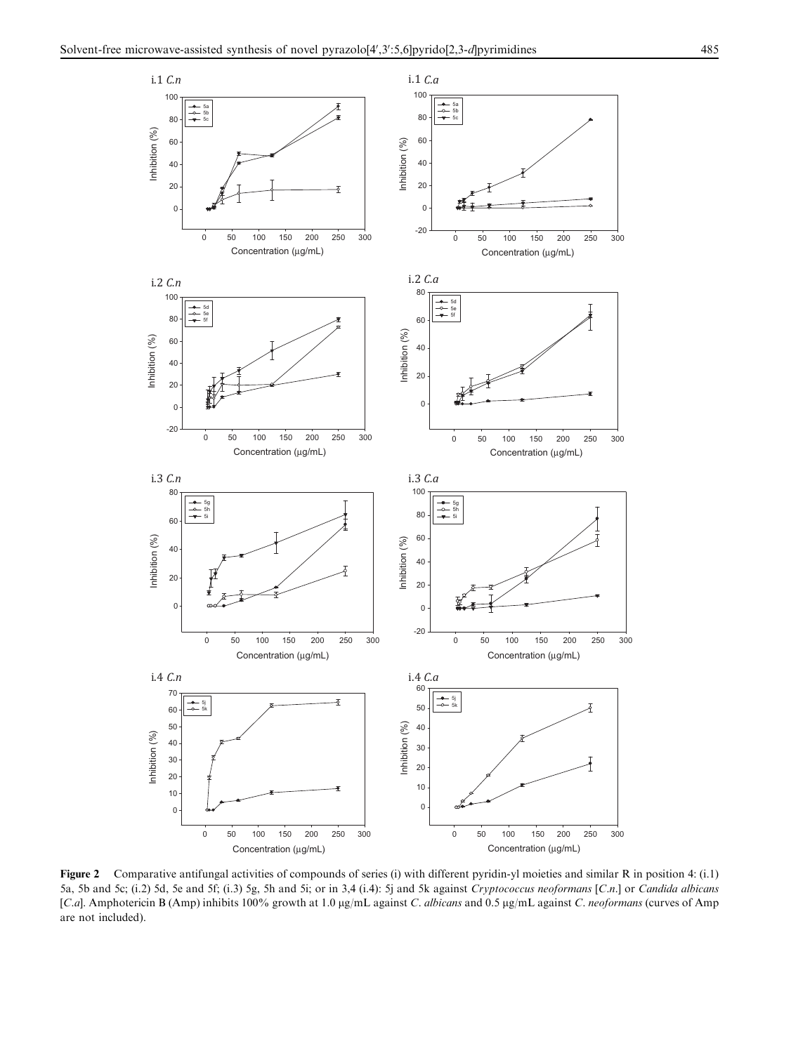**Figure 2** Comparative antifungal activities of compounds of series (i) with different pyridin-yl moieties and similar R in position 4: (i.1) 5a, 5b and 5c; (i.2) 5d, 5e and 5f; (i.3) 5g, 5h and 5i; or in 3,4 (i.4): 5j and 5k against *Cryptococcus neoformans* [*C.n.*] or *Candida albicans* [*C.a*]. Amphotericin B (Amp) inhibits 100% growth at 1.0 μg/mL against *C. albicans* and 0.5 μg/mL against *C. neoformans* (curves of Amp are not included).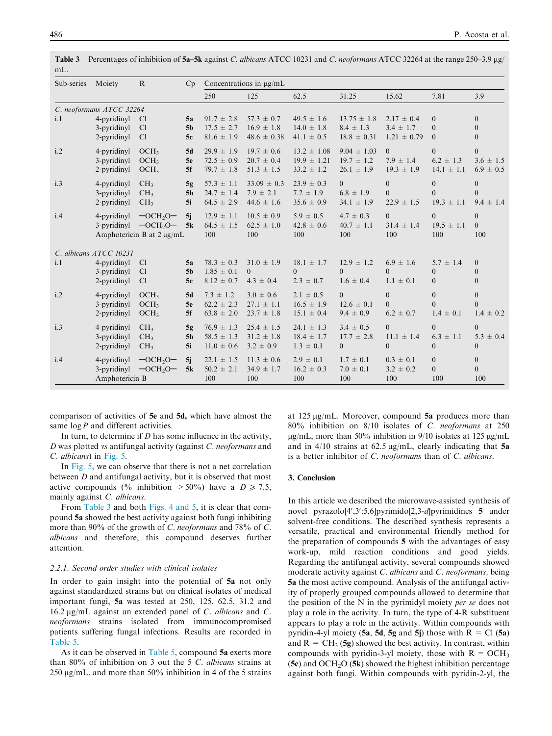**Table 3** Percentages of inhibition of **5a–5k** against *C. albicans* ATCC 10231 and *C. neoformans* ATCC 32264 at the range 250–3.9 μg/mL.

| Sub-series | Moiety | R | Cp | Concentrations in μg/mL | | | | | | |
|---|---|---|---|---|---|---|---|---|---|---|
| | | | | 250 | 125 | 62.5 | 31.25 | 15.62 | 7.81 | 3.9 |
| *C. neoformans ATCC 32264* | | | | | | | | | | |
| i.1 | 4-pyridinyl | Cl | **5a** | 91.7 ± 2.8 | 57.3 ± 0.7 | 49.5 ± 1.6 | 13.75 ± 1.8 | 2.17 ± 0.4 | 0 | 0 |
| | 3-pyridinyl | Cl | **5b** | 17.5 ± 2.7 | 16.9 ± 1.8 | 14.0 ± 1.8 | 8.4 ± 1.3 | 3.4 ± 1.7 | 0 | 0 |
| | 2-pyridinyl | Cl | **5c** | 81.6 ± 1.9 | 48.6 ± 0.38 | 41.1 ± 0.5 | 18.8 ± 0.31 | 1.21 ± 0.79 | 0 | 0 |
| i.2 | 4-pyridinyl | $OCH_3$ | **5d** | 29.9 ± 1.9 | 19.7 ± 0.6 | 13.2 ± 1.08 | 9.04 ± 1.03 | 0 | 0 | 0 |
| | 3-pyridinyl | $OCH_3$ | **5e** | 72.5 ± 0.9 | 20.7 ± 0.4 | 19.9 ± 1.21 | 19.7 ± 1.2 | 7.9 ± 1.4 | 6.2 ± 1.3 | 3.6 ± 1.5 |
| | 2-pyridinyl | $OCH_3$ | **5f** | 79.7 ± 1.8 | 51.3 ± 1.5 | 33.2 ± 1.2 | 26.1 ± 1.9 | 19.3 ± 1.9 | 14.1 ± 1.1 | 6.9 ± 0.5 |
| i.3 | 4-pyridinyl | $CH_3$ | **5g** | 57.3 ± 1.1 | 33.09 ± 0.3 | 23.9 ± 0.3 | 0 | 0 | 0 | 0 |
| | 3-pyridinyl | $CH_3$ | **5h** | 24.7 ± 1.4 | 7.9 ± 2.1 | 7.2 ± 1.9 | 6.8 ± 1.9 | 0 | 0 | 0 |
| | 2-pyridinyl | $CH_3$ | **5i** | 64.5 ± 2.9 | 44.6 ± 1.6 | 35.6 ± 0.9 | 34.1 ± 1.9 | 22.9 ± 1.5 | 19.3 ± 1.1 | 9.4 ± 1.4 |
| i.4 | 4-pyridinyl | $-OCH_2O-$ | **5j** | 12.9 ± 1.1 | 10.5 ± 0.9 | 5.9 ± 0.5 | 4.7 ± 0.3 | 0 | 0 | 0 |
| | 3-pyridinyl | $-OCH_2O-$ | **5k** | 64.5 ± 1.5 | 62.5 ± 1.0 | 42.8 ± 0.6 | 40.7 ± 1.1 | 31.4 ± 1.4 | 19.5 ± 1.1 | 0 |
| | Amphotericin B at 2 μg/mL | | | 100 | 100 | 100 | 100 | 100 | 100 | 100 |
| *C. albicans ATCC 10231* | | | | | | | | | | |
| i.1 | 4-pyridinyl | Cl | **5a** | 78.3 ± 0.3 | 31.0 ± 1.9 | 18.1 ± 1.7 | 12.9 ± 1.2 | 6.9 ± 1.6 | 5.7 ± 1.4 | 0 |
| | 3-pyridinyl | Cl | **5b** | 1.85 ± 0.1 | 0 | 0 | 0 | 0 | 0 | 0 |
| | 2-pyridinyl | Cl | **5c** | 8.12 ± 0.7 | 4.3 ± 0.4 | 2.3 ± 0.7 | 1.6 ± 0.4 | 1.1 ± 0.1 | 0 | 0 |
| i.2 | 4-pyridinyl | $OCH_3$ | **5d** | 7.3 ± 1.2 | 3.0 ± 0.6 | 2.1 ± 0.5 | 0 | 0 | 0 | 0 |
| | 3-pyridinyl | $OCH_3$ | **5e** | 62.2 ± 2.3 | 27.1 ± 1.1 | 16.5 ± 1.9 | 12.6 ± 0.1 | 0 | 0 | 0 |
| | 2-pyridinyl | $OCH_3$ | **5f** | 63.8 ± 2.0 | 23.7 ± 1.8 | 15.1 ± 0.4 | 9.4 ± 0.9 | 6.2 ± 0.7 | 1.4 ± 0.1 | 1.4 ± 0.2 |
| i.3 | 4-pyridinyl | $CH_3$ | **5g** | 76.9 ± 1.3 | 25.4 ± 1.5 | 24.1 ± 1.3 | 3.4 ± 0.5 | 0 | 0 | 0 |
| | 3-pyridinyl | $CH_3$ | **5h** | 58.5 ± 1.3 | 31.2 ± 1.8 | 18.4 ± 1.7 | 17.7 ± 2.8 | 11.1 ± 1.4 | 6.3 ± 1.1 | 5.3 ± 0.4 |
| | 2-pyridinyl | $CH_3$ | **5i** | 11.0 ± 0.6 | 3.2 ± 0.9 | 1.3 ± 0.1 | 0 | 0 | 0 | 0 |
| i.4 | 4-pyridinyl | $-OCH_2O-$ | **5j** | 22.1 ± 1.5 | 11.3 ± 0.6 | 2.9 ± 0.1 | 1.7 ± 0.1 | 0.3 ± 0.1 | 0 | 0 |
| | 3-pyridinyl | $-OCH_2O-$ | **5k** | 50.2 ± 2.1 | 34.9 ± 1.7 | 16.2 ± 0.3 | 7.0 ± 0.1 | 3.2 ± 0.2 | 0 | 0 |
| | Amphotericin B | | | 100 | 100 | 100 | 100 | 100 | 100 | 100 |

comparison of activities of **5e** and **5d,** which have almost the same log *P* and different activities.

In turn, to determine if *D* has some influence in the activity, *D* was plotted *vs* antifungal activity (against *C. neoformans* and *C. albicans*) in Fig. 5.

In Fig. 5, we can observe that there is not a net correlation between *D* and antifungal activity, but it is observed that most active compounds (% inhibition $>50\%$) have a $D \geqslant 7.5$, mainly against *C. albicans*.

From Table 3 and both Figs. 4 and 5, it is clear that compound **5a** showed the best activity against both fungi inhibiting more than 90% of the growth of *C. neoformans* and 78% of *C. albicans* and therefore, this compound deserves further attention.

### 2.2.1. Second order studies with clinical isolates

In order to gain insight into the potential of **5a** not only against standardized strains but on clinical isolates of medical important fungi, **5a** was tested at 250, 125, 62.5, 31.2 and 16.2 μg/mL against an extended panel of *C. albicans* and *C. neoformans* strains isolated from immunocompromised patients suffering fungal infections. Results are recorded in Table 5.

As it can be observed in Table 5, compound **5a** exerts more than 80% of inhibition on 3 out the 5 *C. albicans* strains at 250 μg/mL, and more than 50% inhibition in 4 of the 5 strains at 125 μg/mL. Moreover, compound **5a** produces more than 80% inhibition on 8/10 isolates of *C. neoformans* at 250 μg/mL, more than 50% inhibition in 9/10 isolates at 125 μg/mL and in 4/10 strains at 62.5 μg/mL, clearly indicating that **5a** is a better inhibitor of *C. neoformans* than of *C. albicans*.

## 3. Conclusion

In this article we described the microwave-assisted synthesis of novel pyrazolo[4′,3′:5,6]pyrimido[2,3-*d*]pyrimidines **5** under solvent-free conditions. The described synthesis represents a versatile, practical and environmental friendly method for the preparation of compounds **5** with the advantages of easy work-up, mild reaction conditions and good yields. Regarding the antifungal activity, several compounds showed moderate activity against *C. albicans* and *C. neoformans,* being **5a** the most active compound. Analysis of the antifungal activity of properly grouped compounds allowed to determine that the position of the N in the pyrimidyl moiety *per se* does not play a role in the activity. In turn, the type of 4-R substituent appears to play a role in the activity. Within compounds with pyridin-4-yl moiety (**5a**, **5d**, **5g** and **5j**) those with R = Cl (**5a**) and R = $CH_3$ (**5g**) showed the best activity. In contrast, within compounds with pyridin-3-yl moiety, those with R = $OCH_3$ (**5e**) and $OCH_2O$ (**5k**) showed the highest inhibition percentage against both fungi. Within compounds with pyridin-2-yl, the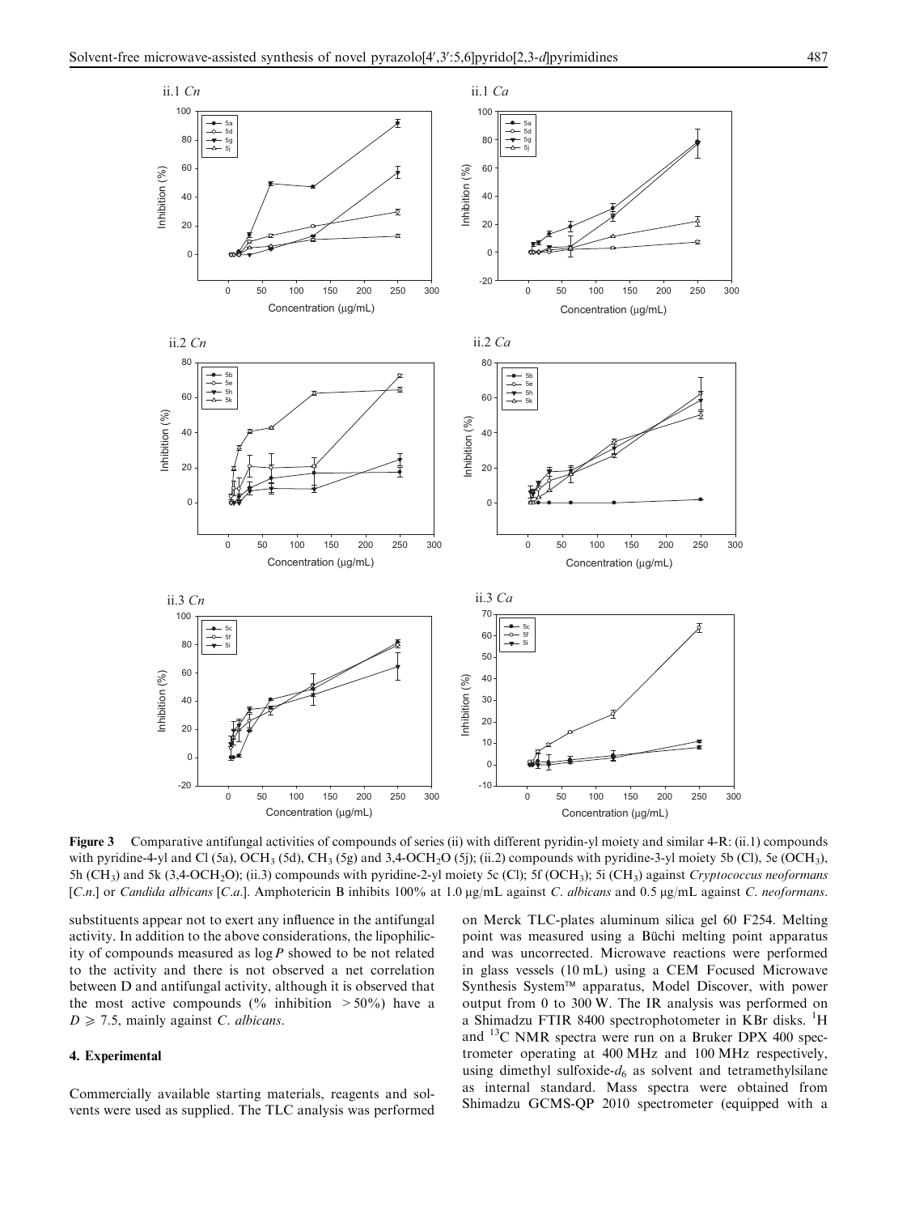**Figure 3** Comparative antifungal activities of compounds of series (ii) with different pyridin-yl moiety and similar 4-R: (ii.1) compounds with pyridine-4-yl and Cl (5a), $OCH_3$ (5d), $CH_3$ (5g) and 3,4-$OCH_2O$ (5j); (ii.2) compounds with pyridine-3-yl moiety 5b (Cl), 5e ($OCH_3$), 5h ($CH_3$) and 5k (3,4-$OCH_2O$); (ii.3) compounds with pyridine-2-yl moiety 5c (Cl); 5f ($OCH_3$); 5i ($CH_3$) against *Cryptococcus neoformans* [*C.n.*] or *Candida albicans* [*C.a.*]. Amphotericin B inhibits 100% at 1.0 μg/mL against *C. albicans* and 0.5 μg/mL against *C. neoformans*.

substituents appear not to exert any influence in the antifungal activity. In addition to the above considerations, the lipophilicity of compounds measured as $\log P$ showed to be not related to the activity and there is not observed a net correlation between D and antifungal activity, although it is observed that the most active compounds (% inhibition > 50%) have a $D \geqslant 7.5$, mainly against *C. albicans*.

## 4. Experimental

Commercially available starting materials, reagents and solvents were used as supplied. The TLC analysis was performed on Merck TLC-plates aluminum silica gel 60 F254. Melting point was measured using a Büchi melting point apparatus and was uncorrected. Microwave reactions were performed in glass vessels (10 mL) using a CEM Focused Microwave Synthesis System™ apparatus, Model Discover, with power output from 0 to 300 W. The IR analysis was performed on a Shimadzu FTIR 8400 spectrophotometer in KBr disks. $^1$H and $^{13}$C NMR spectra were run on a Bruker DPX 400 spectrometer operating at 400 MHz and 100 MHz respectively, using dimethyl sulfoxide-$d_6$ as solvent and tetramethylsilane as internal standard. Mass spectra were obtained from Shimadzu GCMS-QP 2010 spectrometer (equipped with a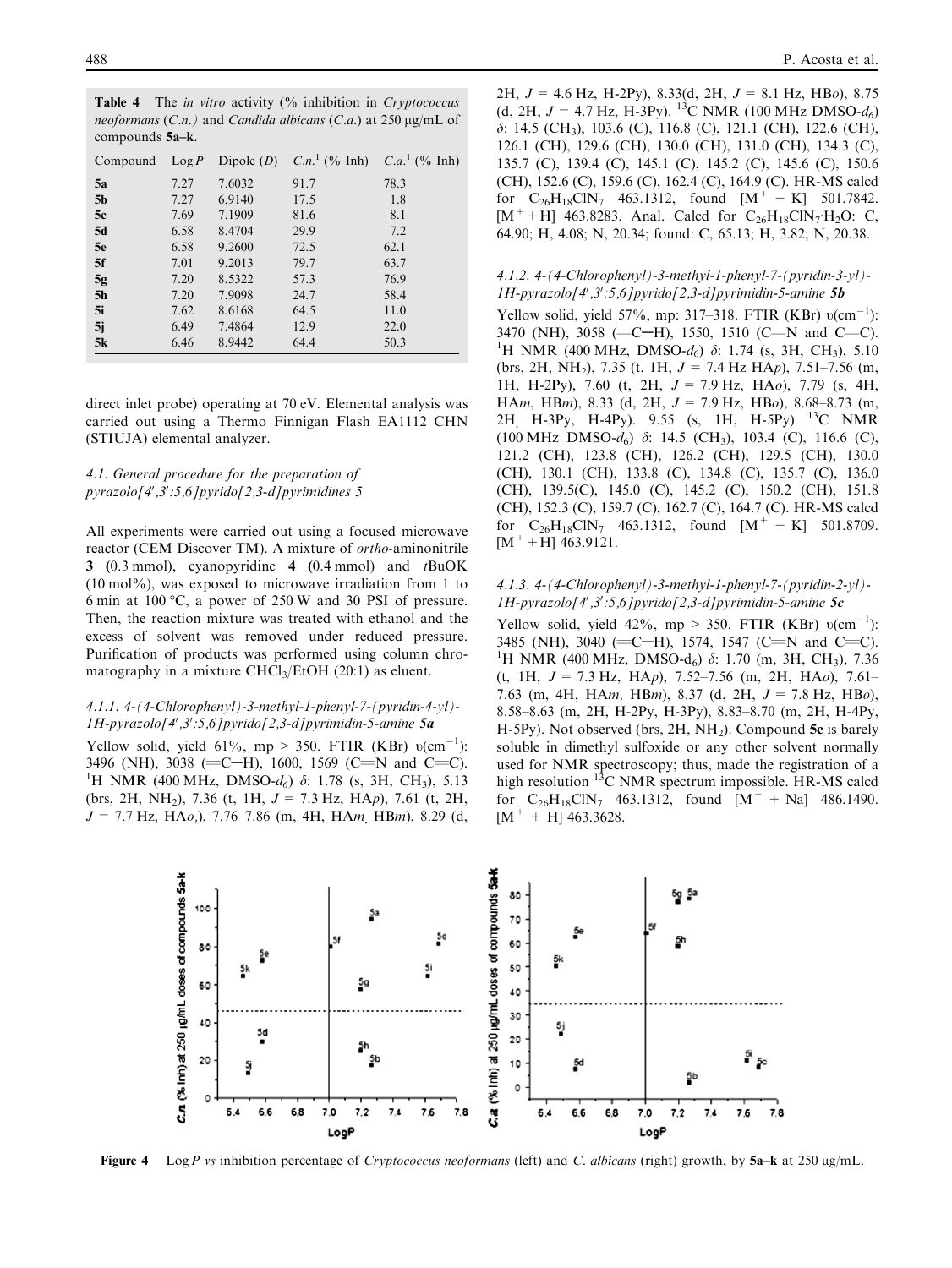**Table 4** The *in vitro* activity (% inhibition in *Cryptococcus neoformans* (*C.n.*) and *Candida albicans* (*C.a.*) at 250 μg/mL of compounds **5a–k**.

| Compound | Log *P* | Dipole (*D*) | *C.n.*[1] (% Inh) | *C.a.*[1] (% Inh) |
|---|---|---|---|---|
| **5a** | 7.27 | 7.6032 | 91.7 | 78.3 |
| **5b** | 7.27 | 6.9140 | 17.5 | 1.8 |
| **5c** | 7.69 | 7.1909 | 81.6 | 8.1 |
| **5d** | 6.58 | 8.4704 | 29.9 | 7.2 |
| **5e** | 6.58 | 9.2600 | 72.5 | 62.1 |
| **5f** | 7.01 | 9.2013 | 79.7 | 63.7 |
| **5g** | 7.20 | 8.5322 | 57.3 | 76.9 |
| **5h** | 7.20 | 7.9098 | 24.7 | 58.4 |
| **5i** | 7.62 | 8.6168 | 64.5 | 11.0 |
| **5j** | 6.49 | 7.4864 | 12.9 | 22.0 |
| **5k** | 6.46 | 8.9442 | 64.4 | 50.3 |

direct inlet probe) operating at 70 eV. Elemental analysis was carried out using a Thermo Finnigan Flash EA1112 CHN (STIUJA) elemental analyzer.

### 4.1. General procedure for the preparation of pyrazolo[4′,3′:5,6]pyrido[2,3-d]pyrimidines 5

All experiments were carried out using a focused microwave reactor (CEM Discover TM). A mixture of *ortho*-aminonitrile **3** (0.3 mmol), cyanopyridine **4** (0.4 mmol) and *t*BuOK (10 mol%), was exposed to microwave irradiation from 1 to 6 min at 100 °C, a power of 250 W and 30 PSI of pressure. Then, the reaction mixture was treated with ethanol and the excess of solvent was removed under reduced pressure. Purification of products was performed using column chromatography in a mixture $CHCl_3$/EtOH (20:1) as eluent.

#### 4.1.1. 4-(4-Chlorophenyl)-3-methyl-1-phenyl-7-(pyridin-4-yl)-1H-pyrazolo[4′,3′:5,6]pyrido[2,3-d]pyrimidin-5-amine 5a

Yellow solid, yield 61%, mp > 350. FTIR (KBr) υ(cm$^{-1}$): 3496 (NH), 3038 (=C—H), 1600, 1569 (C=N and C=C). $^{1}$H NMR (400 MHz, DMSO-$d_6$) δ: 1.78 (s, 3H, $CH_3$), 5.13 (brs, 2H, $NH_2$), 7.36 (t, 1H, *J* = 7.3 Hz, HA*p*), 7.61 (t, 2H, *J* = 7.7 Hz, HA*o*,), 7.76–7.86 (m, 4H, HA*m*, HB*m*), 8.29 (d, 2H, *J* = 4.6 Hz, H-2Py), 8.33(d, 2H, *J* = 8.1 Hz, HB*o*), 8.75 (d, 2H, *J* = 4.7 Hz, H-3Py). $^{13}$C NMR (100 MHz DMSO-$d_6$) δ: 14.5 ($CH_3$), 103.6 (C), 116.8 (C), 121.1 (CH), 122.6 (CH), 126.1 (CH), 129.6 (CH), 130.0 (CH), 131.0 (CH), 134.3 (C), 135.7 (C), 139.4 (C), 145.1 (C), 145.2 (C), 145.6 (C), 150.6 (CH), 152.6 (C), 159.6 (C), 162.4 (C), 164.9 (C). HR-MS calcd for $C_{26}H_{18}ClN_7$ 463.1312, found [M$^+$ + K] 501.7842. [M$^+$ +H] 463.8283. Anal. Calcd for $C_{26}H_{18}ClN_7{\cdot}H_2O$: C, 64.90; H, 4.08; N, 20.34; found: C, 65.13; H, 3.82; N, 20.38.

#### 4.1.2. 4-(4-Chlorophenyl)-3-methyl-1-phenyl-7-(pyridin-3-yl)-1H-pyrazolo[4′,3′:5,6]pyrido[2,3-d]pyrimidin-5-amine 5b

Yellow solid, yield 57%, mp: 317–318. FTIR (KBr) υ(cm$^{-1}$): 3470 (NH), 3058 (=C—H), 1550, 1510 (C=N and C=C). $^{1}$H NMR (400 MHz, DMSO-$d_6$) δ: 1.74 (s, 3H, $CH_3$), 5.10 (brs, 2H, $NH_2$), 7.35 (t, 1H, *J* = 7.4 Hz HA*p*), 7.51–7.56 (m, 1H, H-2Py), 7.60 (t, 2H, *J* = 7.9 Hz, HA*o*), 7.79 (s, 4H, HA*m*, HB*m*), 8.33 (d, 2H, *J* = 7.9 Hz, HB*o*), 8.68–8.73 (m, 2H, H-3Py, H-4Py). 9.55 (s, 1H, H-5Py) $^{13}$C NMR (100 MHz DMSO-$d_6$) δ: 14.5 ($CH_3$), 103.4 (C), 116.6 (C), 121.2 (CH), 123.8 (CH), 126.2 (CH), 129.5 (CH), 130.0 (CH), 130.1 (CH), 133.8 (C), 134.8 (C), 135.7 (C), 136.0 (CH), 139.5(C), 145.0 (C), 145.2 (C), 150.2 (CH), 151.8 (CH), 152.3 (C), 159.7 (C), 162.7 (C), 164.7 (C). HR-MS calcd for $C_{26}H_{18}ClN_7$ 463.1312, found [M$^+$ + K] 501.8709. [M$^+$ +H] 463.9121.

#### 4.1.3. 4-(4-Chlorophenyl)-3-methyl-1-phenyl-7-(pyridin-2-yl)-1H-pyrazolo[4′,3′:5,6]pyrido[2,3-d]pyrimidin-5-amine 5c

Yellow solid, yield 42%, mp > 350. FTIR (KBr) υ(cm$^{-1}$): 3485 (NH), 3040 (=C—H), 1574, 1547 (C=N and C=C). $^{1}$H NMR (400 MHz, DMSO-$d_6$) δ: 1.70 (m, 3H, $CH_3$), 7.36 (t, 1H, *J* = 7.3 Hz, HA*p*), 7.52–7.56 (m, 2H, HA*o*), 7.61–7.63 (m, 4H, HA*m*, HB*m*), 8.37 (d, 2H, *J* = 7.8 Hz, HB*o*), 8.58–8.63 (m, 2H, H-2Py, H-3Py), 8.83–8.70 (m, 2H, H-4Py, H-5Py). Not observed (brs, 2H, $NH_2$). Compound **5c** is barely soluble in dimethyl sulfoxide or any other solvent normally used for NMR spectroscopy; thus, made the registration of a high resolution $^{13}$C NMR spectrum impossible. HR-MS calcd for $C_{26}H_{18}ClN_7$ 463.1312, found [M$^+$ + Na] 486.1490. [M$^+$ + H] 463.3628.

**Figure 4** Log *P vs* inhibition percentage of *Cryptococcus neoformans* (left) and *C. albicans* (right) growth, by **5a–k** at 250 μg/mL.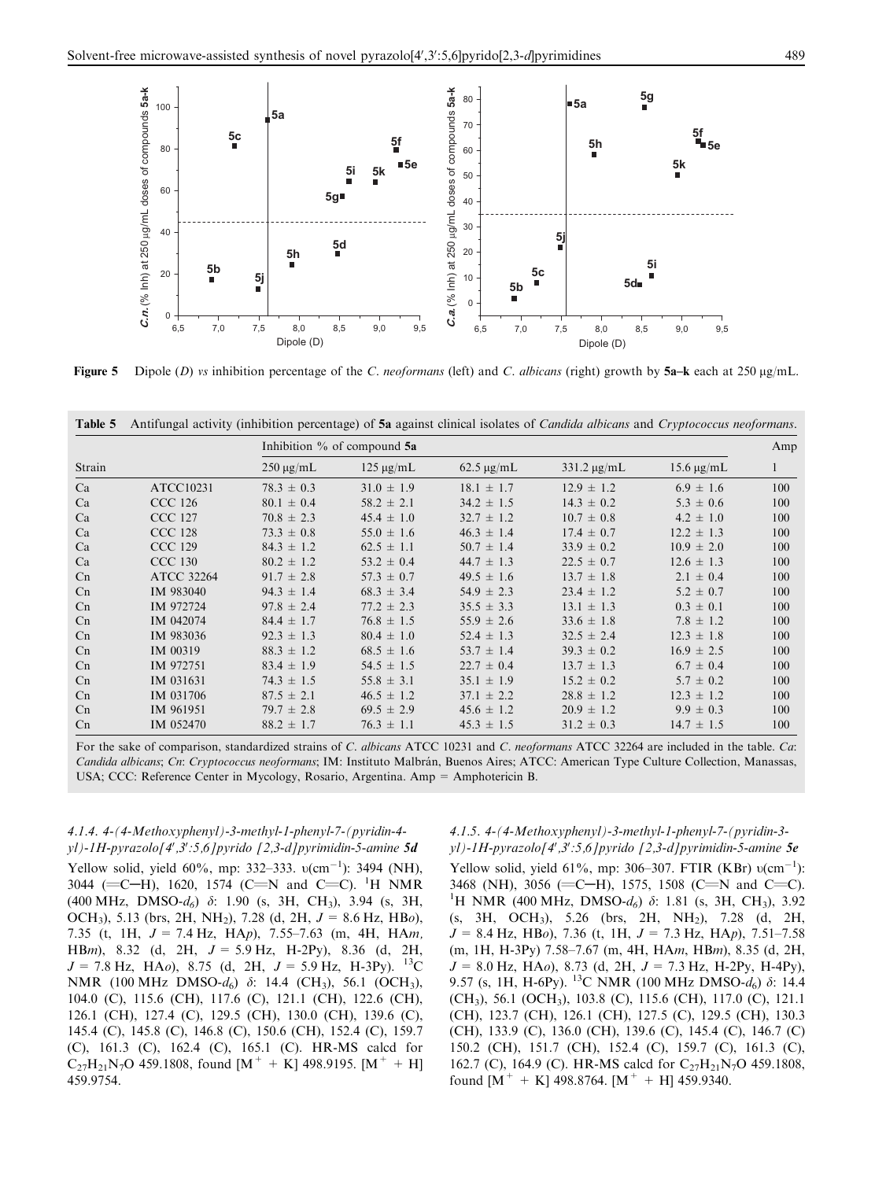Figure 5 Dipole (D) vs inhibition percentage of the *C. neoformans* (left) and *C. albicans* (right) growth by **5a–k** each at 250 μg/mL.

**Table 5** Antifungal activity (inhibition percentage) of **5a** against clinical isolates of *Candida albicans* and *Cryptococcus neoformans*.

| Strain | | Inhibition % of compound **5a** | | | | | Amp |
|---|---|---|---|---|---|---|---|
| | | 250 μg/mL | 125 μg/mL | 62.5 μg/mL | 331.2 μg/mL | 15.6 μg/mL | 1 |
| Ca | ATCC10231 | 78.3 ± 0.3 | 31.0 ± 1.9 | 18.1 ± 1.7 | 12.9 ± 1.2 | 6.9 ± 1.6 | 100 |
| Ca | CCC 126 | 80.1 ± 0.4 | 58.2 ± 2.1 | 34.2 ± 1.5 | 14.3 ± 0.2 | 5.3 ± 0.6 | 100 |
| Ca | CCC 127 | 70.8 ± 2.3 | 45.4 ± 1.0 | 32.7 ± 1.2 | 10.7 ± 0.8 | 4.2 ± 1.0 | 100 |
| Ca | CCC 128 | 73.3 ± 0.8 | 55.0 ± 1.6 | 46.3 ± 1.4 | 17.4 ± 0.7 | 12.2 ± 1.3 | 100 |
| Ca | CCC 129 | 84.3 ± 1.2 | 62.5 ± 1.1 | 50.7 ± 1.4 | 33.9 ± 0.2 | 10.9 ± 2.0 | 100 |
| Ca | CCC 130 | 80.2 ± 1.2 | 53.2 ± 0.4 | 44.7 ± 1.3 | 22.5 ± 0.7 | 12.6 ± 1.3 | 100 |
| Cn | ATCC 32264 | 91.7 ± 2.8 | 57.3 ± 0.7 | 49.5 ± 1.6 | 13.7 ± 1.8 | 2.1 ± 0.4 | 100 |
| Cn | IM 983040 | 94.3 ± 1.4 | 68.3 ± 3.4 | 54.9 ± 2.3 | 23.4 ± 1.2 | 5.2 ± 0.7 | 100 |
| Cn | IM 972724 | 97.8 ± 2.4 | 77.2 ± 2.3 | 35.5 ± 3.3 | 13.1 ± 1.3 | 0.3 ± 0.1 | 100 |
| Cn | IM 042074 | 84.4 ± 1.7 | 76.8 ± 1.5 | 55.9 ± 2.6 | 33.6 ± 1.8 | 7.8 ± 1.2 | 100 |
| Cn | IM 983036 | 92.3 ± 1.3 | 80.4 ± 1.0 | 52.4 ± 1.3 | 32.5 ± 2.4 | 12.3 ± 1.8 | 100 |
| Cn | IM 00319 | 88.3 ± 1.2 | 68.5 ± 1.6 | 53.7 ± 1.4 | 39.3 ± 0.2 | 16.9 ± 2.5 | 100 |
| Cn | IM 972751 | 83.4 ± 1.9 | 54.5 ± 1.5 | 22.7 ± 0.4 | 13.7 ± 1.3 | 6.7 ± 0.4 | 100 |
| Cn | IM 031631 | 74.3 ± 1.5 | 55.8 ± 3.1 | 35.1 ± 1.9 | 15.2 ± 0.2 | 5.7 ± 0.2 | 100 |
| Cn | IM 031706 | 87.5 ± 2.1 | 46.5 ± 1.2 | 37.1 ± 2.2 | 28.8 ± 1.2 | 12.3 ± 1.2 | 100 |
| Cn | IM 961951 | 79.7 ± 2.8 | 69.5 ± 2.9 | 45.6 ± 1.2 | 20.9 ± 1.2 | 9.9 ± 0.3 | 100 |
| Cn | IM 052470 | 88.2 ± 1.7 | 76.3 ± 1.1 | 45.3 ± 1.5 | 31.2 ± 0.3 | 14.7 ± 1.5 | 100 |

For the sake of comparison, standardized strains of *C. albicans* ATCC 10231 and *C. neoformans* ATCC 32264 are included in the table. *Ca*: *Candida albicans*; *Cn*: *Cryptococcus neoformans*; IM: Instituto Malbrán, Buenos Aires; ATCC: American Type Culture Collection, Manassas, USA; CCC: Reference Center in Mycology, Rosario, Argentina. Amp = Amphotericin B.

#### 4.1.4. *4-(4-Methoxyphenyl)-3-methyl-1-phenyl-7-(pyridin-4-yl)-1H-pyrazolo[4′,3′:5,6]pyrido [2,3-d]pyrimidin-5-amine* **5d**

Yellow solid, yield 60%, mp: 332–333. υ(cm$^{-1}$): 3494 (NH), 3044 (=C—H), 1620, 1574 (C=N and C=C). $^1$H NMR (400 MHz, DMSO-$d_6$) δ: 1.90 (s, 3H, $CH_3$), 3.94 (s, 3H, $OCH_3$), 5.13 (brs, 2H, $NH_2$), 7.28 (d, 2H, $J$ = 8.6 Hz, HB*o*), 7.35 (t, 1H, $J$ = 7.4 Hz, HA*p*), 7.55–7.63 (m, 4H, HA*m*, HB*m*), 8.32 (d, 2H, $J$ = 5.9 Hz, H-2Py), 8.36 (d, 2H, $J$ = 7.8 Hz, HA*o*), 8.75 (d, 2H, $J$ = 5.9 Hz, H-3Py). $^{13}$C NMR (100 MHz DMSO-$d_6$) δ: 14.4 ($CH_3$), 56.1 ($OCH_3$), 104.0 (C), 115.6 (CH), 117.6 (C), 121.1 (CH), 122.6 (CH), 126.1 (CH), 127.4 (C), 129.5 (CH), 130.0 (CH), 139.6 (C), 145.4 (C), 145.8 (C), 146.8 (C), 150.6 (CH), 152.4 (C), 159.7 (C), 161.3 (C), 162.4 (C), 165.1 (C). HR-MS calcd for $C_{27}H_{21}N_7O$ 459.1808, found [M$^+$ + K] 498.9195. [M$^+$ + H] 459.9754.

#### 4.1.5. *4-(4-Methoxyphenyl)-3-methyl-1-phenyl-7-(pyridin-3-yl)-1H-pyrazolo[4′,3′:5,6]pyrido [2,3-d]pyrimidin-5-amine* **5e**

Yellow solid, yield 61%, mp: 306–307. FTIR (KBr) υ(cm$^{-1}$): 3468 (NH), 3056 (=C—H), 1575, 1508 (C=N and C=C). $^1$H NMR (400 MHz, DMSO-$d_6$) δ: 1.81 (s, 3H, $CH_3$), 3.92 (s, 3H, $OCH_3$), 5.26 (brs, 2H, $NH_2$), 7.28 (d, 2H, $J$ = 8.4 Hz, HB*o*), 7.36 (t, 1H, $J$ = 7.3 Hz, HA*p*), 7.51–7.58 (m, 1H, H-3Py) 7.58–7.67 (m, 4H, HA*m*, HB*m*), 8.35 (d, 2H, $J$ = 8.0 Hz, HA*o*), 8.73 (d, 2H, $J$ = 7.3 Hz, H-2Py, H-4Py), 9.57 (s, 1H, H-6Py). $^{13}$C NMR (100 MHz DMSO-$d_6$) δ: 14.4 ($CH_3$), 56.1 ($OCH_3$), 103.8 (C), 115.6 (CH), 117.0 (C), 121.1 (CH), 123.7 (CH), 126.1 (CH), 127.5 (C), 129.5 (CH), 130.3 (CH), 133.9 (C), 136.0 (CH), 139.6 (C), 145.4 (C), 146.7 (C) 150.2 (CH), 151.7 (CH), 152.4 (C), 159.7 (C), 161.3 (C), 162.7 (C), 164.9 (C). HR-MS calcd for $C_{27}H_{21}N_7O$ 459.1808, found [M$^+$ + K] 498.8764. [M$^+$ + H] 459.9340.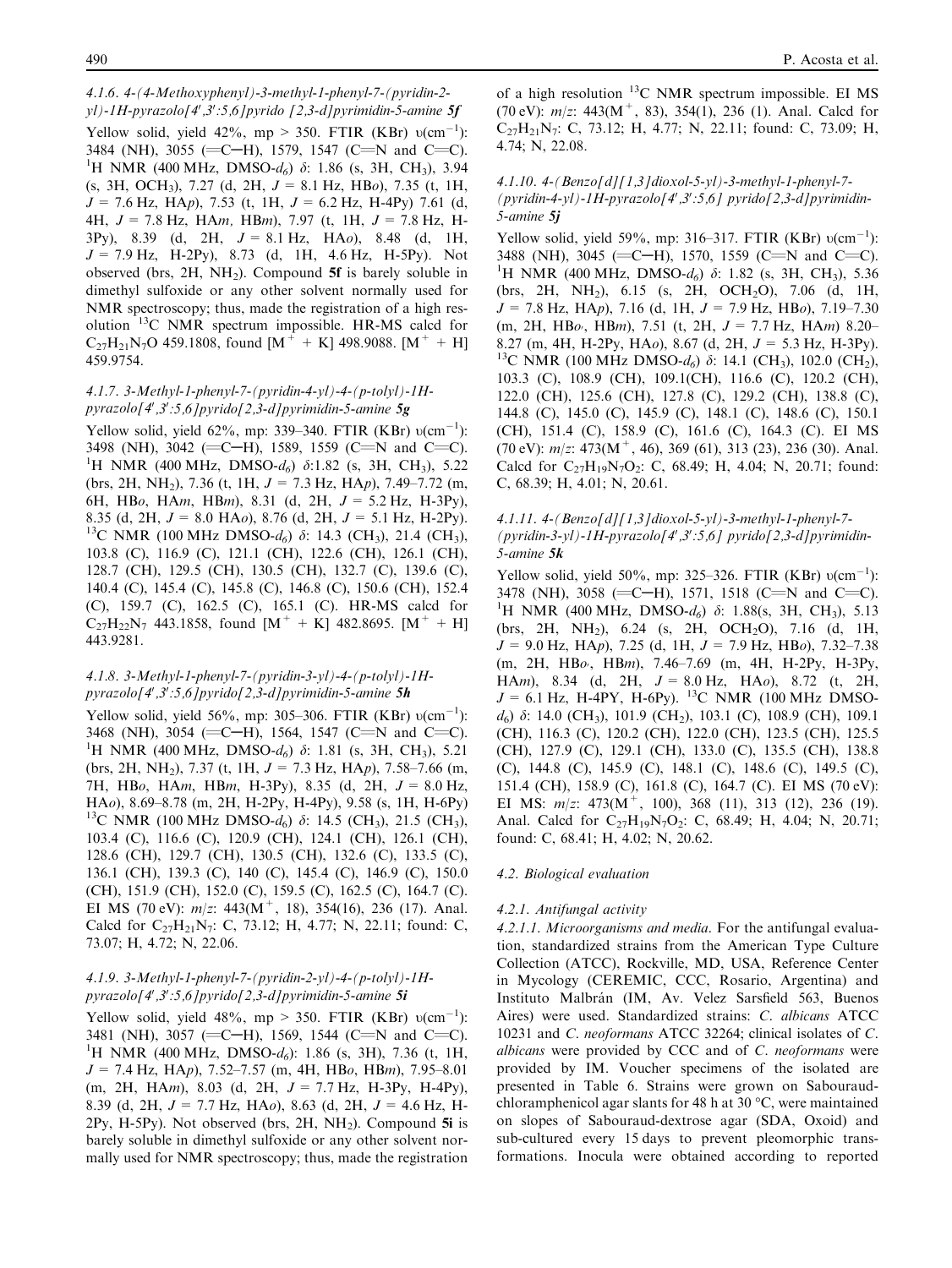#### 4.1.6. 4-(4-Methoxyphenyl)-3-methyl-1-phenyl-7-(pyridin-2-yl)-1H-pyrazolo[4′,3′:5,6]pyrido [2,3-d]pyrimidin-5-amine **5f**

Yellow solid, yield 42%, mp > 350. FTIR (KBr) υ(cm$^{-1}$): 3484 (NH), 3055 (=C—H), 1579, 1547 (C=N and C=C). $^{1}$H NMR (400 MHz, DMSO-$d_6$) δ: 1.86 (s, 3H, CH$_3$), 3.94 (s, 3H, OCH$_3$), 7.27 (d, 2H, $J$ = 8.1 Hz, HB*o*), 7.35 (t, 1H, $J$ = 7.6 Hz, HA*p*), 7.53 (t, 1H, $J$ = 6.2 Hz, H-4Py) 7.61 (d, 4H, $J$ = 7.8 Hz, HA*m*, HB*m*), 7.97 (t, 1H, $J$ = 7.8 Hz, H-3Py), 8.39 (d, 2H, $J$ = 8.1 Hz, HA*o*), 8.48 (d, 1H, $J$ = 7.9 Hz, H-2Py), 8.73 (d, 1H, 4.6 Hz, H-5Py). Not observed (brs, 2H, NH$_2$). Compound **5f** is barely soluble in dimethyl sulfoxide or any other solvent normally used for NMR spectroscopy; thus, made the registration of a high resolution $^{13}$C NMR spectrum impossible. HR-MS calcd for $C_{27}H_{21}N_7O$ 459.1808, found [M$^+$ + K] 498.9088. [M$^+$ + H] 459.9754.

#### 4.1.7. 3-Methyl-1-phenyl-7-(pyridin-4-yl)-4-(p-tolyl)-1H-pyrazolo[4′,3′:5,6]pyrido[2,3-d]pyrimidin-5-amine **5g**

Yellow solid, yield 62%, mp: 339–340. FTIR (KBr) υ(cm$^{-1}$): 3498 (NH), 3042 (=C—H), 1589, 1559 (C=N and C=C). $^{1}$H NMR (400 MHz, DMSO-$d_6$) δ:1.82 (s, 3H, CH$_3$), 5.22 (brs, 2H, NH$_2$), 7.36 (t, 1H, $J$ = 7.3 Hz, HA*p*), 7.49–7.72 (m, 6H, HB*o*, HA*m*, HB*m*), 8.31 (d, 2H, $J$ = 5.2 Hz, H-3Py), 8.35 (d, 2H, $J$ = 8.0 HA*o*), 8.76 (d, 2H, $J$ = 5.1 Hz, H-2Py). $^{13}$C NMR (100 MHz DMSO-$d_6$) δ: 14.3 (CH$_3$), 21.4 (CH$_3$), 103.8 (C), 116.9 (C), 121.1 (CH), 122.6 (CH), 126.1 (CH), 128.7 (CH), 129.5 (CH), 130.5 (CH), 132.7 (C), 139.6 (C), 140.4 (C), 145.4 (C), 145.8 (C), 146.8 (C), 150.6 (CH), 152.4 (C), 159.7 (C), 162.5 (C), 165.1 (C). HR-MS calcd for $C_{27}H_{22}N_7$ 443.1858, found [M$^+$ + K] 482.8695. [M$^+$ + H] 443.9281.

#### 4.1.8. 3-Methyl-1-phenyl-7-(pyridin-3-yl)-4-(p-tolyl)-1H-pyrazolo[4′,3′:5,6]pyrido[2,3-d]pyrimidin-5-amine **5h**

Yellow solid, yield 56%, mp: 305–306. FTIR (KBr) υ(cm$^{-1}$): 3468 (NH), 3054 (=C—H), 1564, 1547 (C=N and C=C). $^{1}$H NMR (400 MHz, DMSO-$d_6$) δ: 1.81 (s, 3H, CH$_3$), 5.21 (brs, 2H, NH$_2$), 7.37 (t, 1H, $J$ = 7.3 Hz, HA*p*), 7.58–7.66 (m, 7H, HB*o*, HA*m*, HB*m*, H-3Py), 8.35 (d, 2H, $J$ = 8.0 Hz, HA*o*), 8.69–8.78 (m, 2H, H-2Py, H-4Py), 9.58 (s, 1H, H-6Py) $^{13}$C NMR (100 MHz DMSO-$d_6$) δ: 14.5 (CH$_3$), 21.5 (CH$_3$), 103.4 (C), 116.6 (C), 120.9 (CH), 124.1 (CH), 126.1 (CH), 128.6 (CH), 129.7 (CH), 130.5 (CH), 132.6 (C), 133.5 (C), 136.1 (CH), 139.3 (C), 140 (C), 145.4 (C), 146.9 (C), 150.0 (CH), 151.9 (CH), 152.0 (C), 159.5 (C), 162.5 (C), 164.7 (C). EI MS (70 eV): $m/z$: 443(M$^+$, 18), 354(16), 236 (17). Anal. Calcd for $C_{27}H_{21}N_7$: C, 73.12; H, 4.77; N, 22.11; found: C, 73.07; H, 4.72; N, 22.06.

#### 4.1.9. 3-Methyl-1-phenyl-7-(pyridin-2-yl)-4-(p-tolyl)-1H-pyrazolo[4′,3′:5,6]pyrido[2,3-d]pyrimidin-5-amine **5i**

Yellow solid, yield 48%, mp > 350. FTIR (KBr) υ(cm$^{-1}$): 3481 (NH), 3057 (=C—H), 1569, 1544 (C=N and C=C). $^{1}$H NMR (400 MHz, DMSO-$d_6$): 1.86 (s, 3H), 7.36 (t, 1H, $J$ = 7.4 Hz, HA*p*), 7.52–7.57 (m, 4H, HB*o*, HB*m*), 7.95–8.01 (m, 2H, HA*m*), 8.03 (d, 2H, $J$ = 7.7 Hz, H-3Py, H-4Py), 8.39 (d, 2H, $J$ = 7.7 Hz, HA*o*), 8.63 (d, 2H, $J$ = 4.6 Hz, H-2Py, H-5Py). Not observed (brs, 2H, NH$_2$). Compound **5i** is barely soluble in dimethyl sulfoxide or any other solvent normally used for NMR spectroscopy; thus, made the registration of a high resolution $^{13}$C NMR spectrum impossible. EI MS (70 eV): $m/z$: 443(M$^+$, 83), 354(1), 236 (1). Anal. Calcd for $C_{27}H_{21}N_7$: C, 73.12; H, 4.77; N, 22.11; found: C, 73.09; H, 4.74; N, 22.08.

#### 4.1.10. 4-(Benzo[d][1,3]dioxol-5-yl)-3-methyl-1-phenyl-7-(pyridin-4-yl)-1H-pyrazolo[4′,3′:5,6] pyrido[2,3-d]pyrimidin-5-amine **5j**

Yellow solid, yield 59%, mp: 316–317. FTIR (KBr) υ(cm$^{-1}$): 3488 (NH), 3045 (=C—H), 1570, 1559 (C=N and C=C). $^{1}$H NMR (400 MHz, DMSO-$d_6$) δ: 1.82 (s, 3H, CH$_3$), 5.36 (brs, 2H, NH$_2$), 6.15 (s, 2H, OCH$_2$O), 7.06 (d, 1H, $J$ = 7.8 Hz, HA*p*), 7.16 (d, 1H, $J$ = 7.9 Hz, HB*o*), 7.19–7.30 (m, 2H, HB*o′*, HB*m*), 7.51 (t, 2H, $J$ = 7.7 Hz, HA*m*) 8.20–8.27 (m, 4H, H-2Py, HA*o*), 8.67 (d, 2H, $J$ = 5.3 Hz, H-3Py). $^{13}$C NMR (100 MHz DMSO-$d_6$) δ: 14.1 (CH$_3$), 102.0 (CH$_2$), 103.3 (C), 108.9 (CH), 109.1(CH), 116.6 (C), 120.2 (CH), 122.0 (CH), 125.6 (CH), 127.8 (C), 129.2 (CH), 138.8 (C), 144.8 (C), 145.0 (C), 145.9 (C), 148.1 (C), 148.6 (C), 150.1 (CH), 151.4 (C), 158.9 (C), 161.6 (C), 164.3 (C). EI MS (70 eV): $m/z$: 473(M$^+$, 46), 369 (61), 313 (23), 236 (30). Anal. Calcd for $C_{27}H_{19}N_7O_2$: C, 68.49; H, 4.04; N, 20.71; found: C, 68.39; H, 4.01; N, 20.61.

#### 4.1.11. 4-(Benzo[d][1,3]dioxol-5-yl)-3-methyl-1-phenyl-7-(pyridin-3-yl)-1H-pyrazolo[4′,3′:5,6] pyrido[2,3-d]pyrimidin-5-amine **5k**

Yellow solid, yield 50%, mp: 325–326. FTIR (KBr) υ(cm$^{-1}$): 3478 (NH), 3058 (=C—H), 1571, 1518 (C=N and C=C). $^{1}$H NMR (400 MHz, DMSO-$d_6$) δ: 1.88(s, 3H, CH$_3$), 5.13 (brs, 2H, NH$_2$), 6.24 (s, 2H, OCH$_2$O), 7.16 (d, 1H, $J$ = 9.0 Hz, HA*p*), 7.25 (d, 1H, $J$ = 7.9 Hz, HB*o*), 7.32–7.38 (m, 2H, HB*o′*, HB*m*), 7.46–7.69 (m, 4H, H-2Py, H-3Py, HA*m*), 8.34 (d, 2H, $J$ = 8.0 Hz, HA*o*), 8.72 (t, 2H, $J$ = 6.1 Hz, H-4PY, H-6Py). $^{13}$C NMR (100 MHz DMSO-$d_6$) δ: 14.0 (CH$_3$), 101.9 (CH$_2$), 103.1 (C), 108.9 (CH), 109.1 (CH), 116.3 (C), 120.2 (CH), 122.0 (CH), 123.5 (CH), 125.5 (CH), 127.9 (C), 129.1 (CH), 133.0 (C), 135.5 (CH), 138.8 (C), 144.8 (C), 145.9 (C), 148.1 (C), 148.6 (C), 149.5 (C), 151.4 (CH), 158.9 (C), 161.8 (C), 164.7 (C). EI MS (70 eV): EI MS: $m/z$: 473(M$^+$, 100), 368 (11), 313 (12), 236 (19). Anal. Calcd for $C_{27}H_{19}N_7O_2$: C, 68.49; H, 4.04; N, 20.71; found: C, 68.41; H, 4.02; N, 20.62.

### 4.2. Biological evaluation

#### 4.2.1. Antifungal activity

4.2.1.1. *Microorganisms and media.* For the antifungal evaluation, standardized strains from the American Type Culture Collection (ATCC), Rockville, MD, USA, Reference Center in Mycology (CEREMIC, CCC, Rosario, Argentina) and Instituto Malbrán (IM, Av. Velez Sarsfield 563, Buenos Aires) were used. Standardized strains: *C. albicans* ATCC 10231 and *C. neoformans* ATCC 32264; clinical isolates of *C. albicans* were provided by CCC and of *C. neoformans* were provided by IM. Voucher specimens of the isolated are presented in Table 6. Strains were grown on Sabouraud-chloramphenicol agar slants for 48 h at 30 °C, were maintained on slopes of Sabouraud-dextrose agar (SDA, Oxoid) and sub-cultured every 15 days to prevent pleomorphic transformations. Inocula were obtained according to reported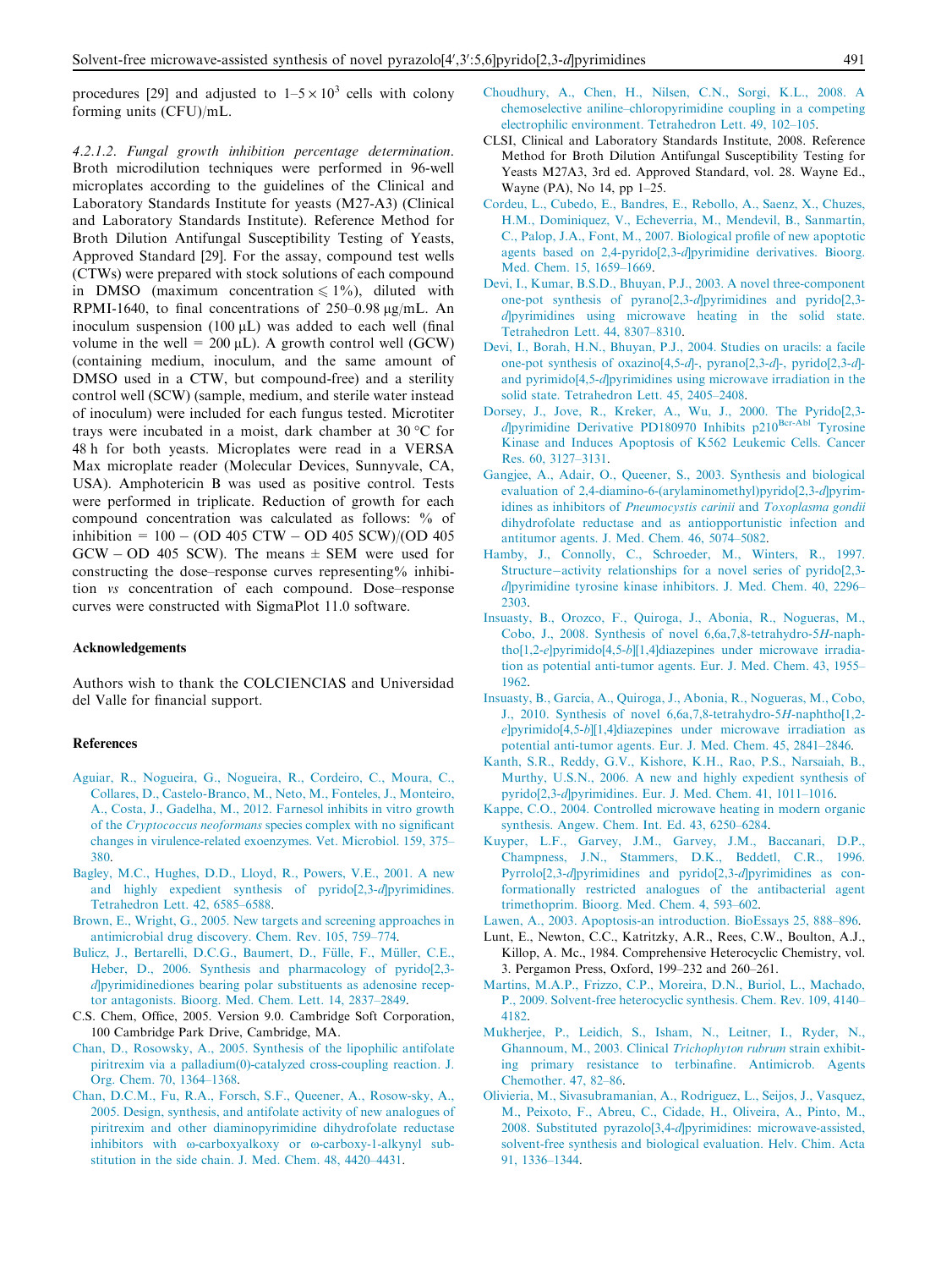procedures [29] and adjusted to $1–5 \times 10^3$ cells with colony forming units (CFU)/mL.

*4.2.1.2. Fungal growth inhibition percentage determination.* Broth microdilution techniques were performed in 96-well microplates according to the guidelines of the Clinical and Laboratory Standards Institute for yeasts (M27-A3) (Clinical and Laboratory Standards Institute). Reference Method for Broth Dilution Antifungal Susceptibility Testing of Yeasts, Approved Standard [29]. For the assay, compound test wells (CTWs) were prepared with stock solutions of each compound in DMSO (maximum concentration $\leqslant 1\%$), diluted with RPMI-1640, to final concentrations of 250–0.98 μg/mL. An inoculum suspension (100 μL) was added to each well (final volume in the well = 200 μL). A growth control well (GCW) (containing medium, inoculum, and the same amount of DMSO used in a CTW, but compound-free) and a sterility control well (SCW) (sample, medium, and sterile water instead of inoculum) were included for each fungus tested. Microtiter trays were incubated in a moist, dark chamber at 30 °C for 48 h for both yeasts. Microplates were read in a VERSA Max microplate reader (Molecular Devices, Sunnyvale, CA, USA). Amphotericin B was used as positive control. Tests were performed in triplicate. Reduction of growth for each compound concentration was calculated as follows: % of inhibition = 100 − (OD 405 CTW − OD 405 SCW)/(OD 405 GCW − OD 405 SCW). The means ± SEM were used for constructing the dose–response curves representing% inhibition *vs* concentration of each compound. Dose–response curves were constructed with SigmaPlot 11.0 software.

## Acknowledgements

Authors wish to thank the COLCIENCIAS and Universidad del Valle for financial support.

## References

Aguiar, R., Nogueira, G., Nogueira, R., Cordeiro, C., Moura, C., Collares, D., Castelo-Branco, M., Neto, M., Fonteles, J., Monteiro, A., Costa, J., Gadelha, M., 2012. Farnesol inhibits in vitro growth of the *Cryptococcus neoformans* species complex with no significant changes in virulence-related exoenzymes. Vet. Microbiol. 159, 375–380.

Bagley, M.C., Hughes, D.D., Lloyd, R., Powers, V.E., 2001. A new and highly expedient synthesis of pyrido[2,3-*d*]pyrimidines. Tetrahedron Lett. 42, 6585–6588.

Brown, E., Wright, G., 2005. New targets and screening approaches in antimicrobial drug discovery. Chem. Rev. 105, 759–774.

Bulicz, J., Bertarelli, D.C.G., Baumert, D., Fülle, F., Müller, C.E., Heber, D., 2006. Synthesis and pharmacology of pyrido[2,3-*d*]pyrimidinediones bearing polar substituents as adenosine receptor antagonists. Bioorg. Med. Chem. Lett. 14, 2837–2849.

C.S. Chem, Office, 2005. Version 9.0. Cambridge Soft Corporation, 100 Cambridge Park Drive, Cambridge, MA.

Chan, D., Rosowsky, A., 2005. Synthesis of the lipophilic antifolate piritrexim via a palladium(0)-catalyzed cross-coupling reaction. J. Org. Chem. 70, 1364–1368.

Chan, D.C.M., Fu, R.A., Forsch, S.F., Queener, A., Rosow-sky, A., 2005. Design, synthesis, and antifolate activity of new analogues of piritrexim and other diaminopyrimidine dihydrofolate reductase inhibitors with ω-carboxyalkoxy or ω-carboxy-1-alkynyl substitution in the side chain. J. Med. Chem. 48, 4420–4431.

Choudhury, A., Chen, H., Nilsen, C.N., Sorgi, K.L., 2008. A chemoselective aniline–chloropyrimidine coupling in a competing electrophilic environment. Tetrahedron Lett. 49, 102–105.

CLSI, Clinical and Laboratory Standards Institute, 2008. Reference Method for Broth Dilution Antifungal Susceptibility Testing for Yeasts M27A3, 3rd ed. Approved Standard, vol. 28. Wayne Ed., Wayne (PA), No 14, pp 1–25.

Cordeu, L., Cubedo, E., Bandres, E., Rebollo, A., Saenz, X., Chuzes, H.M., Dominiquez, V., Echeverria, M., Mendevil, B., Sanmartin, C., Palop, J.A., Font, M., 2007. Biological profile of new apoptotic agents based on 2,4-pyrido[2,3-*d*]pyrimidine derivatives. Bioorg. Med. Chem. 15, 1659–1669.

Devi, I., Kumar, B.S.D., Bhuyan, P.J., 2003. A novel three-component one-pot synthesis of pyrano[2,3-*d*]pyrimidines and pyrido[2,3-*d*]pyrimidines using microwave heating in the solid state. Tetrahedron Lett. 44, 8307–8310.

Devi, I., Borah, H.N., Bhuyan, P.J., 2004. Studies on uracils: a facile one-pot synthesis of oxazino[4,5-*d*]-, pyrano[2,3-*d*]-, pyrido[2,3-*d*]- and pyrimido[4,5-*d*]pyrimidines using microwave irradiation in the solid state. Tetrahedron Lett. 45, 2405–2408.

Dorsey, J., Jove, R., Kreker, A., Wu, J., 2000. The Pyrido[2,3-*d*]pyrimidine Derivative PD180970 Inhibits p210$^{Bcr\text{-}Abl}$ Tyrosine Kinase and Induces Apoptosis of K562 Leukemic Cells. Cancer Res. 60, 3127–3131.

Gangjee, A., Adair, O., Queener, S., 2003. Synthesis and biological evaluation of 2,4-diamino-6-(arylaminomethyl)pyrido[2,3-*d*]pyrimidines as inhibitors of *Pneumocystis carinii* and *Toxoplasma gondii* dihydrofolate reductase and as antiopportunistic infection and antitumor agents. J. Med. Chem. 46, 5074–5082.

Hamby, J., Connolly, C., Schroeder, M., Winters, R., 1997. Structure–activity relationships for a novel series of pyrido[2,3-*d*]pyrimidine tyrosine kinase inhibitors. J. Med. Chem. 40, 2296–2303.

Insuasty, B., Orozco, F., Quiroga, J., Abonia, R., Nogueras, M., Cobo, J., 2008. Synthesis of novel 6,6a,7,8-tetrahydro-5*H*-naphtho[1,2-*e*]pyrimido[4,5-*b*][1,4]diazepines under microwave irradiation as potential anti-tumor agents. Eur. J. Med. Chem. 43, 1955–1962.

Insuasty, B., García, A., Quiroga, J., Abonia, R., Nogueras, M., Cobo, J., 2010. Synthesis of novel 6,6a,7,8-tetrahydro-5*H*-naphtho[1,2-*e*]pyrimido[4,5-*b*][1,4]diazepines under microwave irradiation as potential anti-tumor agents. Eur. J. Med. Chem. 45, 2841–2846.

Kanth, S.R., Reddy, G.V., Kishore, K.H., Rao, P.S., Narsaiah, B., Murthy, U.S.N., 2006. A new and highly expedient synthesis of pyrido[2,3-*d*]pyrimidines. Eur. J. Med. Chem. 41, 1011–1016.

Kappe, C.O., 2004. Controlled microwave heating in modern organic synthesis. Angew. Chem. Int. Ed. 43, 6250–6284.

Kuyper, L.F., Garvey, J.M., Garvey, J.M., Baccanari, D.P., Champness, J.N., Stammers, D.K., Beddetl, C.R., 1996. Pyrrolo[2,3-*d*]pyrimidines and pyrido[2,3-*d*]pyrimidines as conformationally restricted analogues of the antibacterial agent trimethoprim. Bioorg. Med. Chem. 4, 593–602.

Lawen, A., 2003. Apoptosis-an introduction. BioEssays 25, 888–896.

Lunt, E., Newton, C.C., Katritzky, A.R., Rees, C.W., Boulton, A.J., Killop, A. Mc., 1984. Comprehensive Heterocyclic Chemistry, vol. 3. Pergamon Press, Oxford, 199–232 and 260–261.

Martins, M.A.P., Frizzo, C.P., Moreira, D.N., Buriol, L., Machado, P., 2009. Solvent-free heterocyclic synthesis. Chem. Rev. 109, 4140–4182.

Mukherjee, P., Leidich, S., Isham, N., Leitner, I., Ryder, N., Ghannoum, M., 2003. Clinical *Trichophyton rubrum* strain exhibiting primary resistance to terbinafine. Antimicrob. Agents Chemother. 47, 82–86.

Olivieria, M., Sivasubramanian, A., Rodriguez, L., Seijos, J., Vasquez, M., Peixoto, F., Abreu, C., Cidade, H., Oliveira, A., Pinto, M., 2008. Substituted pyrazolo[3,4-*d*]pyrimidines: microwave-assisted, solvent-free synthesis and biological evaluation. Helv. Chim. Acta 91, 1336–1344.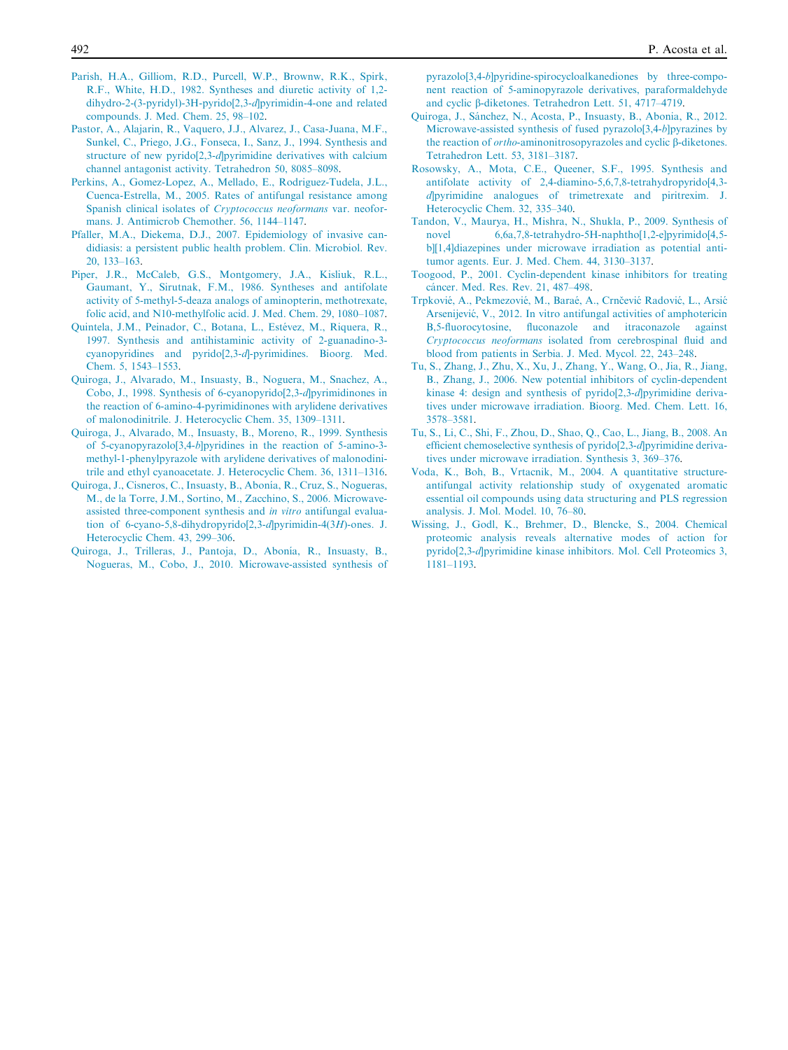Parish, H.A., Gilliom, R.D., Purcell, W.P., Brownw, R.K., Spirk, R.F., White, H.D., 1982. Syntheses and diuretic activity of 1,2-dihydro-2-(3-pyridyl)-3H-pyrido[2,3-*d*]pyrimidin-4-one and related compounds. J. Med. Chem. 25, 98–102.

Pastor, A., Alajarin, R., Vaquero, J.J., Alvarez, J., Casa-Juana, M.F., Sunkel, C., Priego, J.G., Fonseca, I., Sanz, J., 1994. Synthesis and structure of new pyrido[2,3-*d*]pyrimidine derivatives with calcium channel antagonist activity. Tetrahedron 50, 8085–8098.

Perkins, A., Gomez-Lopez, A., Mellado, E., Rodriguez-Tudela, J.L., Cuenca-Estrella, M., 2005. Rates of antifungal resistance among Spanish clinical isolates of *Cryptococcus neoformans* var. neoformans. J. Antimicrob Chemother. 56, 1144–1147.

Pfaller, M.A., Diekema, D.J., 2007. Epidemiology of invasive candidiasis: a persistent public health problem. Clin. Microbiol. Rev. 20, 133–163.

Piper, J.R., McCaleb, G.S., Montgomery, J.A., Kisliuk, R.L., Gaumant, Y., Sirutnak, F.M., 1986. Syntheses and antifolate activity of 5-methyl-5-deaza analogs of aminopterin, methotrexate, folic acid, and N10-methylfolic acid. J. Med. Chem. 29, 1080–1087.

Quintela, J.M., Peinador, C., Botana, L., Estévez, M., Riquera, R., 1997. Synthesis and antihistaminic activity of 2-guanadino-3-cyanopyridines and pyrido[2,3-*d*]-pyrimidines. Bioorg. Med. Chem. 5, 1543–1553.

Quiroga, J., Alvarado, M., Insuasty, B., Noguera, M., Snachez, A., Cobo, J., 1998. Synthesis of 6-cyanopyrido[2,3-*d*]pyrimidinones in the reaction of 6-amino-4-pyrimidinones with arylidene derivatives of malonodinitrile. J. Heterocyclic Chem. 35, 1309–1311.

Quiroga, J., Alvarado, M., Insuasty, B., Moreno, R., 1999. Synthesis of 5-cyanopyrazolo[3,4-*b*]pyridines in the reaction of 5-amino-3-methyl-1-phenylpyrazole with arylidene derivatives of malonodinitrile and ethyl cyanoacetate. J. Heterocyclic Chem. 36, 1311–1316.

Quiroga, J., Cisneros, C., Insuasty, B., Abonía, R., Cruz, S., Nogueras, M., de la Torre, J.M., Sortino, M., Zacchino, S., 2006. Microwave-assisted three-component synthesis and *in vitro* antifungal evaluation of 6-cyano-5,8-dihydropyrido[2,3-*d*]pyrimidin-4(3*H*)-ones. J. Heterocyclic Chem. 43, 299–306.

Quiroga, J., Trilleras, J., Pantoja, D., Abonía, R., Insuasty, B., Nogueras, M., Cobo, J., 2010. Microwave-assisted synthesis of pyrazolo[3,4-*b*]pyridine-spirocycloalkanediones by three-component reaction of 5-aminopyrazole derivatives, paraformaldehyde and cyclic β-diketones. Tetrahedron Lett. 51, 4717–4719.

Quiroga, J., Sánchez, N., Acosta, P., Insuasty, B., Abonia, R., 2012. Microwave-assisted synthesis of fused pyrazolo[3,4-*b*]pyrazines by the reaction of *ortho*-aminonitrosopyrazoles and cyclic β-diketones. Tetrahedron Lett. 53, 3181–3187.

Rosowsky, A., Mota, C.E., Queener, S.F., 1995. Synthesis and antifolate activity of 2,4-diamino-5,6,7,8-tetrahydropyrido[4,3-*d*]pyrimidine analogues of trimetrexate and piritrexim. J. Heterocyclic Chem. 32, 335–340.

Tandon, V., Maurya, H., Mishra, N., Shukla, P., 2009. Synthesis of novel 6,6a,7,8-tetrahydro-5H-naphtho[1,2-e]pyrimido[4,5-b][1,4]diazepines under microwave irradiation as potential antitumor agents. Eur. J. Med. Chem. 44, 3130–3137.

Toogood, P., 2001. Cyclin-dependent kinase inhibitors for treating cáncer. Med. Res. Rev. 21, 487–498.

Trpković, A., Pekmezović, M., Barać, A., Crnčević Radović, L., Arsić Arsenijević, V., 2012. In vitro antifungal activities of amphotericin B,5-fluorocytosine, fluconazole and itraconazole against *Cryptococcus neoformans* isolated from cerebrospinal fluid and blood from patients in Serbia. J. Med. Mycol. 22, 243–248.

Tu, S., Zhang, J., Zhu, X., Xu, J., Zhang, Y., Wang, O., Jia, R., Jiang, B., Zhang, J., 2006. New potential inhibitors of cyclin-dependent kinase 4: design and synthesis of pyrido[2,3-*d*]pyrimidine derivatives under microwave irradiation. Bioorg. Med. Chem. Lett. 16, 3578–3581.

Tu, S., Li, C., Shi, F., Zhou, D., Shao, Q., Cao, L., Jiang, B., 2008. An efficient chemoselective synthesis of pyrido[2,3-*d*]pyrimidine derivatives under microwave irradiation. Synthesis 3, 369–376.

Voda, K., Boh, B., Vrtacnik, M., 2004. A quantitative structure-antifungal activity relationship study of oxygenated aromatic essential oil compounds using data structuring and PLS regression analysis. J. Mol. Model. 10, 76–80.

Wissing, J., Godl, K., Brehmer, D., Blencke, S., 2004. Chemical proteomic analysis reveals alternative modes of action for pyrido[2,3-*d*]pyrimidine kinase inhibitors. Mol. Cell Proteomics 3, 1181–1193.